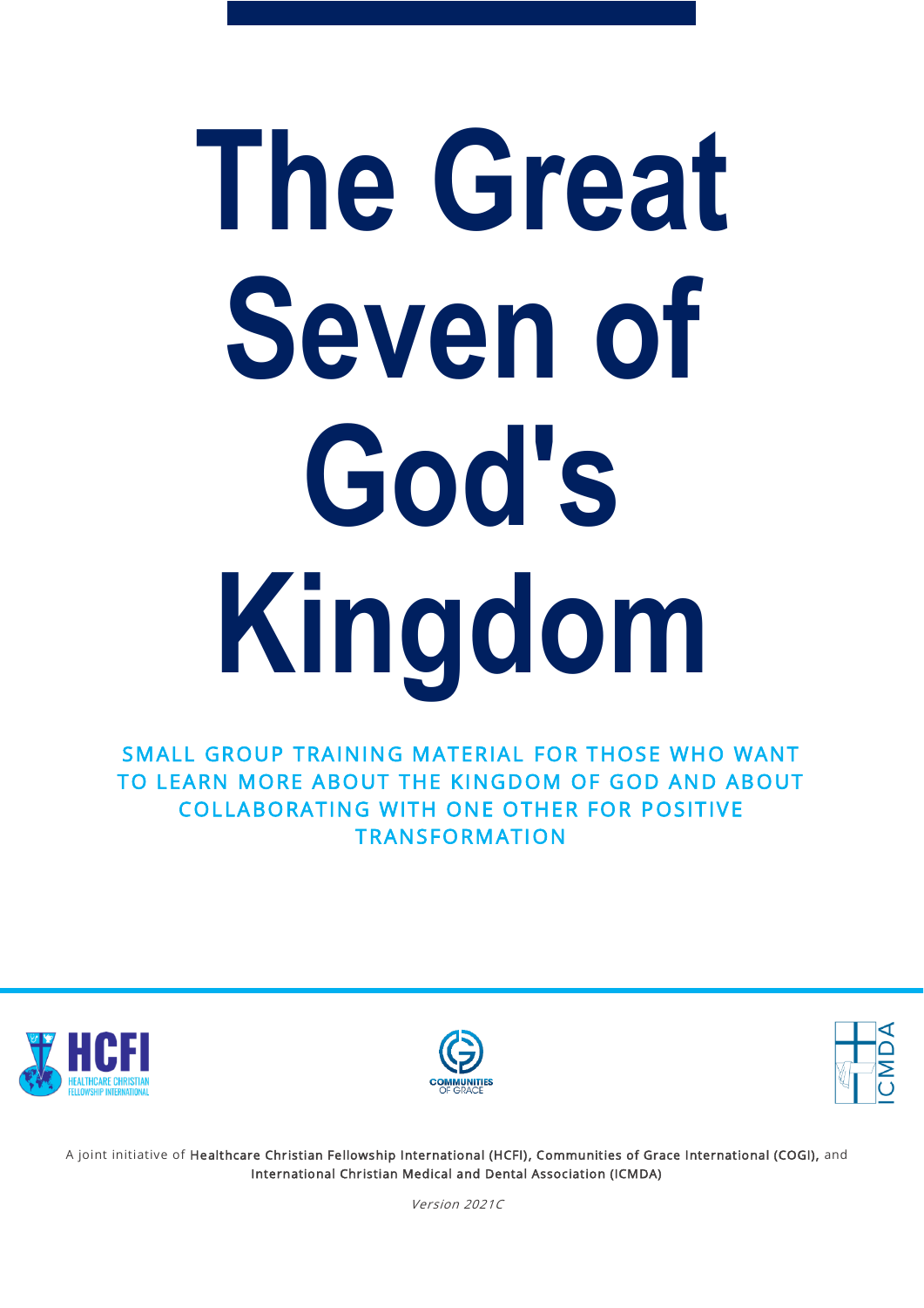# The Great Seven of God's Kingdom

SMALL GROUP TRAINING MATERIAL FOR THOSE WHO WANT TO LEARN MORE ABOUT THE KINGDOM OF GOD AND ABOUT COLLABORATING WITH ONE OTHER FOR POSITIVE TRANSFORMATION

A joint initiative of Healthcare Christian Fellowship International (HCFI), Communities of Grace International (COGI), and International Christian Medical and Dental Association (ICMDA)

*Version 2021C*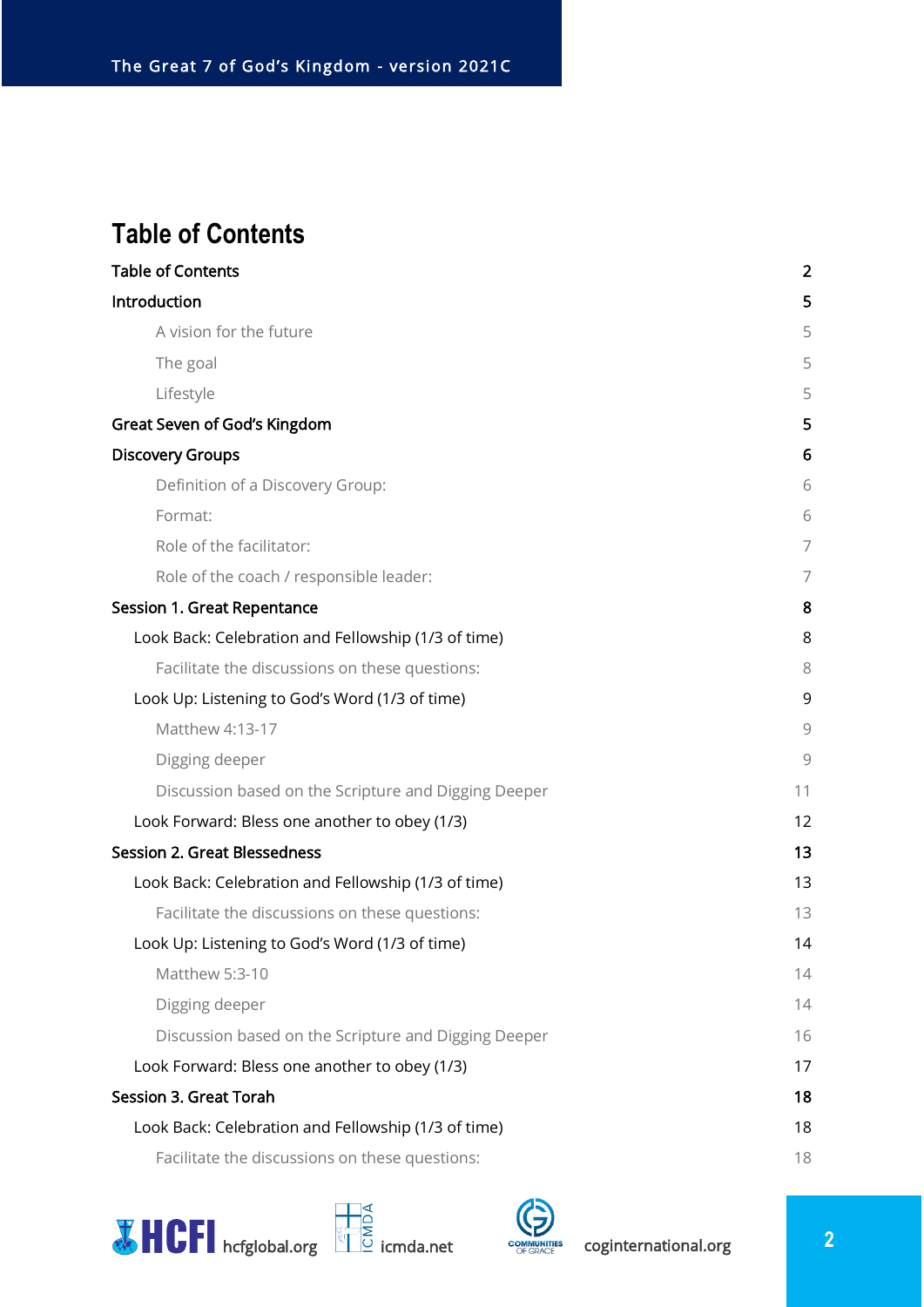# Table of Contents

| | |
|---|---|
| Table of Contents | 2 |
| Introduction | 5 |
| A vision for the future | 5 |
| The goal | 5 |
| Lifestyle | 5 |
| Great Seven of God's Kingdom | 5 |
| Discovery Groups | 6 |
| Definition of a Discovery Group: | 6 |
| Format: | 6 |
| Role of the facilitator: | 7 |
| Role of the coach / responsible leader: | 7 |
| Session 1. Great Repentance | 8 |
| Look Back: Celebration and Fellowship (1/3 of time) | 8 |
| Facilitate the discussions on these questions: | 8 |
| Look Up: Listening to God's Word (1/3 of time) | 9 |
| Matthew 4:13-17 | 9 |
| Digging deeper | 9 |
| Discussion based on the Scripture and Digging Deeper | 11 |
| Look Forward: Bless one another to obey (1/3) | 12 |
| Session 2. Great Blessedness | 13 |
| Look Back: Celebration and Fellowship (1/3 of time) | 13 |
| Facilitate the discussions on these questions: | 13 |
| Look Up: Listening to God's Word (1/3 of time) | 14 |
| Matthew 5:3-10 | 14 |
| Digging deeper | 14 |
| Discussion based on the Scripture and Digging Deeper | 16 |
| Look Forward: Bless one another to obey (1/3) | 17 |
| Session 3. Great Torah | 18 |
| Look Back: Celebration and Fellowship (1/3 of time) | 18 |
| Facilitate the discussions on these questions: | 18 |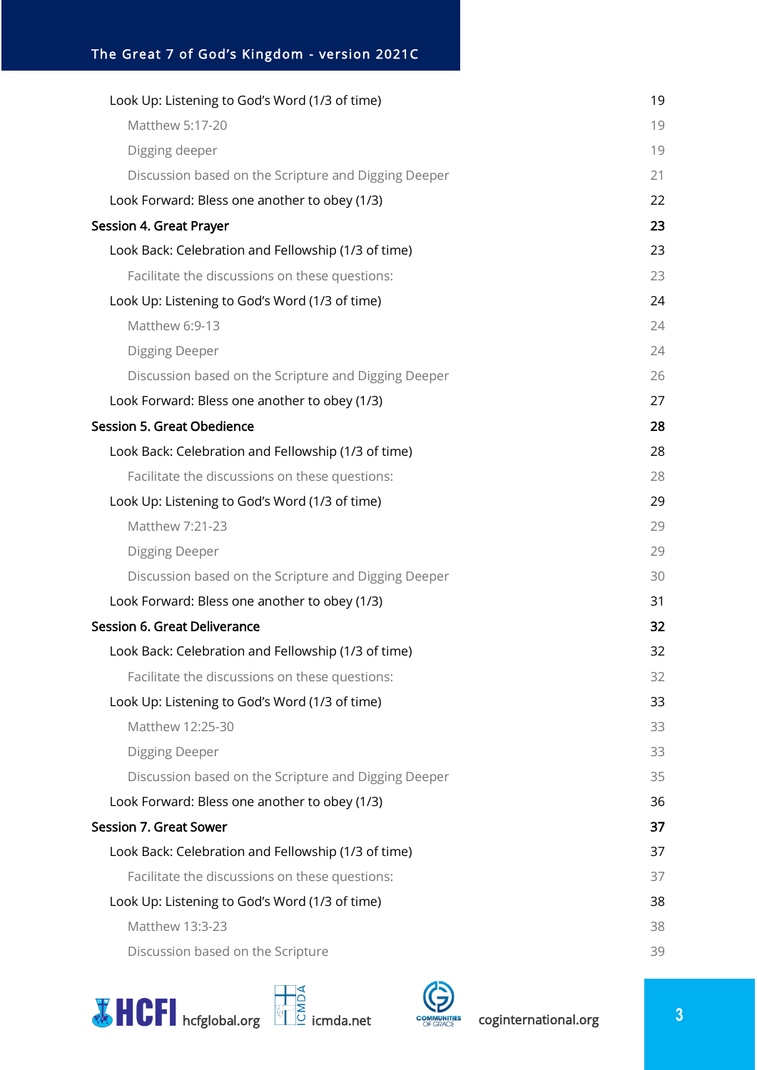- Look Up: Listening to God's Word (1/3 of time) — 19
  - Matthew 5:17-20 — 19
  - Digging deeper — 19
  - Discussion based on the Scripture and Digging Deeper — 21
- Look Forward: Bless one another to obey (1/3) — 22

**Session 4. Great Prayer** — 23

- Look Back: Celebration and Fellowship (1/3 of time) — 23
  - Facilitate the discussions on these questions: — 23
- Look Up: Listening to God's Word (1/3 of time) — 24
  - Matthew 6:9-13 — 24
  - Digging Deeper — 24
  - Discussion based on the Scripture and Digging Deeper — 26
- Look Forward: Bless one another to obey (1/3) — 27

**Session 5. Great Obedience** — 28

- Look Back: Celebration and Fellowship (1/3 of time) — 28
  - Facilitate the discussions on these questions: — 28
- Look Up: Listening to God's Word (1/3 of time) — 29
  - Matthew 7:21-23 — 29
  - Digging Deeper — 29
  - Discussion based on the Scripture and Digging Deeper — 30
- Look Forward: Bless one another to obey (1/3) — 31

**Session 6. Great Deliverance** — 32

- Look Back: Celebration and Fellowship (1/3 of time) — 32
  - Facilitate the discussions on these questions: — 32
- Look Up: Listening to God's Word (1/3 of time) — 33
  - Matthew 12:25-30 — 33
  - Digging Deeper — 33
  - Discussion based on the Scripture and Digging Deeper — 35
- Look Forward: Bless one another to obey (1/3) — 36

**Session 7. Great Sower** — 37

- Look Back: Celebration and Fellowship (1/3 of time) — 37
  - Facilitate the discussions on these questions: — 37
- Look Up: Listening to God's Word (1/3 of time) — 38
  - Matthew 13:3-23 — 38
  - Discussion based on the Scripture — 39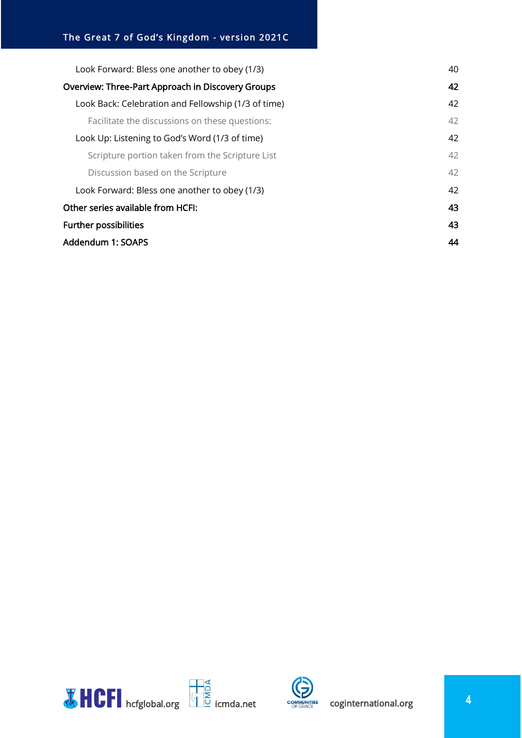Look Forward: Bless one another to obey (1/3) 40

Overview: Three-Part Approach in Discovery Groups 42

Look Back: Celebration and Fellowship (1/3 of time) 42

Facilitate the discussions on these questions: 42

Look Up: Listening to God's Word (1/3 of time) 42

Scripture portion taken from the Scripture List 42

Discussion based on the Scripture 42

Look Forward: Bless one another to obey (1/3) 42

Other series available from HCFI: 43

Further possibilities 43

Addendum 1: SOAPS 44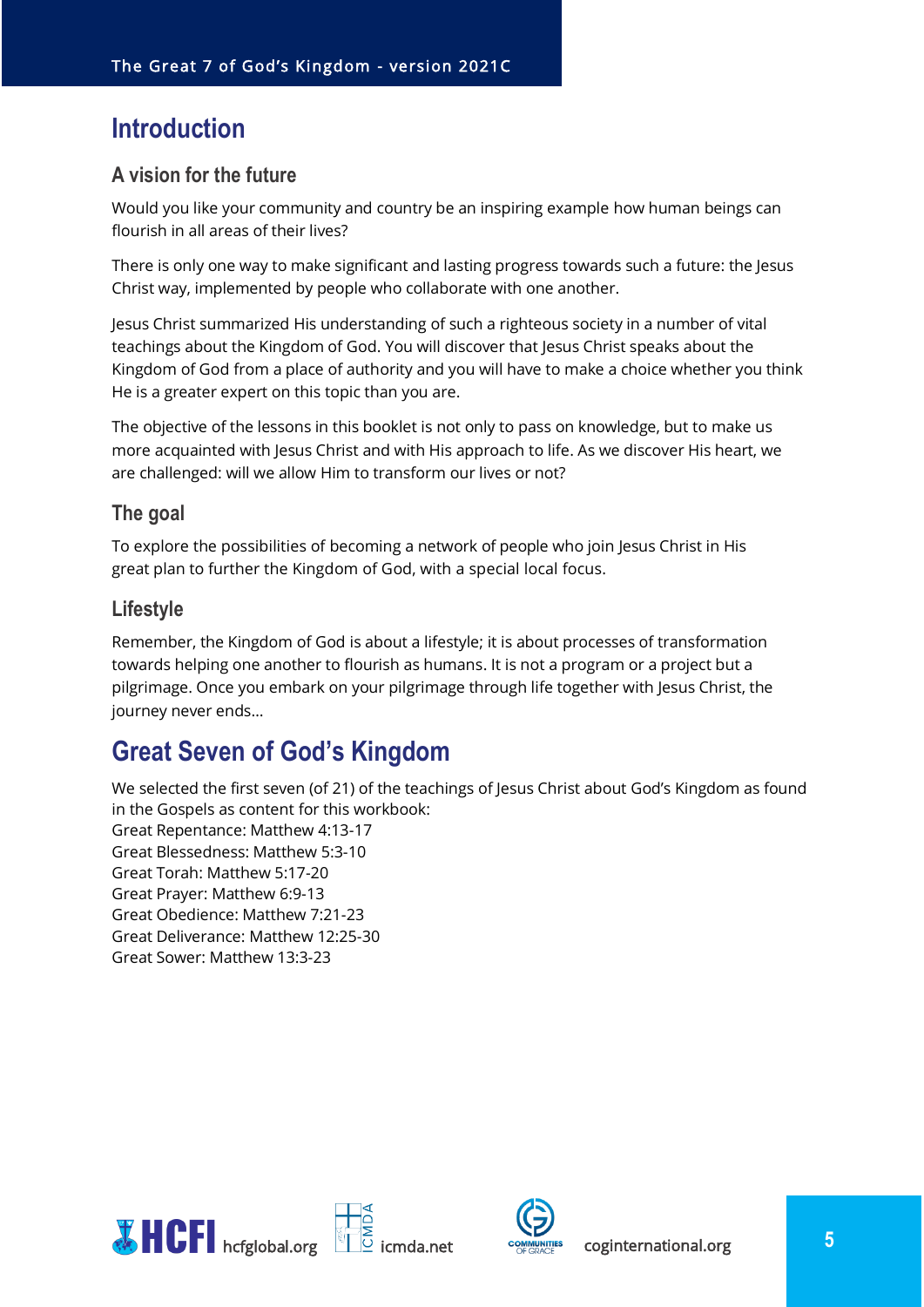# Introduction

## A vision for the future

Would you like your community and country be an inspiring example how human beings can flourish in all areas of their lives?

There is only one way to make significant and lasting progress towards such a future: the Jesus Christ way, implemented by people who collaborate with one another.

Jesus Christ summarized His understanding of such a righteous society in a number of vital teachings about the Kingdom of God. You will discover that Jesus Christ speaks about the Kingdom of God from a place of authority and you will have to make a choice whether you think He is a greater expert on this topic than you are.

The objective of the lessons in this booklet is not only to pass on knowledge, but to make us more acquainted with Jesus Christ and with His approach to life. As we discover His heart, we are challenged: will we allow Him to transform our lives or not?

## The goal

To explore the possibilities of becoming a network of people who join Jesus Christ in His great plan to further the Kingdom of God, with a special local focus.

## Lifestyle

Remember, the Kingdom of God is about a lifestyle; it is about processes of transformation towards helping one another to flourish as humans. It is not a program or a project but a pilgrimage. Once you embark on your pilgrimage through life together with Jesus Christ, the journey never ends…

# Great Seven of God's Kingdom

We selected the first seven (of 21) of the teachings of Jesus Christ about God's Kingdom as found in the Gospels as content for this workbook:
Great Repentance: Matthew 4:13-17
Great Blessedness: Matthew 5:3-10
Great Torah: Matthew 5:17-20
Great Prayer: Matthew 6:9-13
Great Obedience: Matthew 7:21-23
Great Deliverance: Matthew 12:25-30
Great Sower: Matthew 13:3-23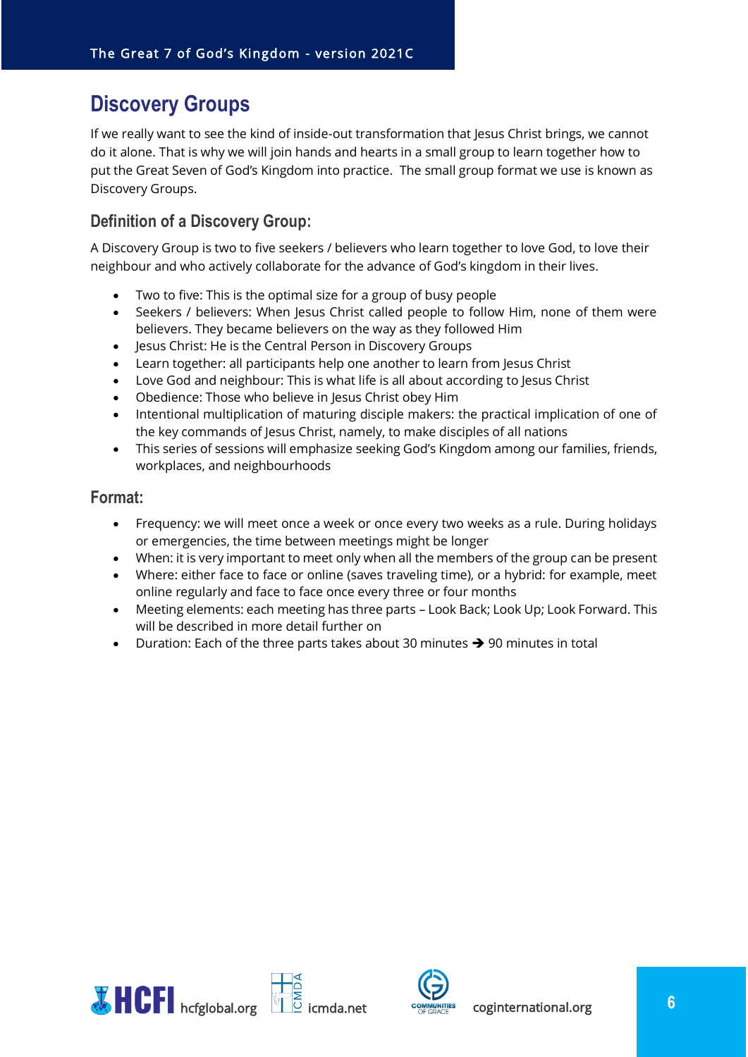# Discovery Groups

If we really want to see the kind of inside-out transformation that Jesus Christ brings, we cannot do it alone. That is why we will join hands and hearts in a small group to learn together how to put the Great Seven of God's Kingdom into practice. The small group format we use is known as Discovery Groups.

## Definition of a Discovery Group:

A Discovery Group is two to five seekers / believers who learn together to love God, to love their neighbour and who actively collaborate for the advance of God's kingdom in their lives.

- Two to five: This is the optimal size for a group of busy people
- Seekers / believers: When Jesus Christ called people to follow Him, none of them were believers. They became believers on the way as they followed Him
- Jesus Christ: He is the Central Person in Discovery Groups
- Learn together: all participants help one another to learn from Jesus Christ
- Love God and neighbour: This is what life is all about according to Jesus Christ
- Obedience: Those who believe in Jesus Christ obey Him
- Intentional multiplication of maturing disciple makers: the practical implication of one of the key commands of Jesus Christ, namely, to make disciples of all nations
- This series of sessions will emphasize seeking God's Kingdom among our families, friends, workplaces, and neighbourhoods

## Format:

- Frequency: we will meet once a week or once every two weeks as a rule. During holidays or emergencies, the time between meetings might be longer
- When: it is very important to meet only when all the members of the group can be present
- Where: either face to face or online (saves traveling time), or a hybrid: for example, meet online regularly and face to face once every three or four months
- Meeting elements: each meeting has three parts – Look Back; Look Up; Look Forward. This will be described in more detail further on
- Duration: Each of the three parts takes about 30 minutes ➔ 90 minutes in total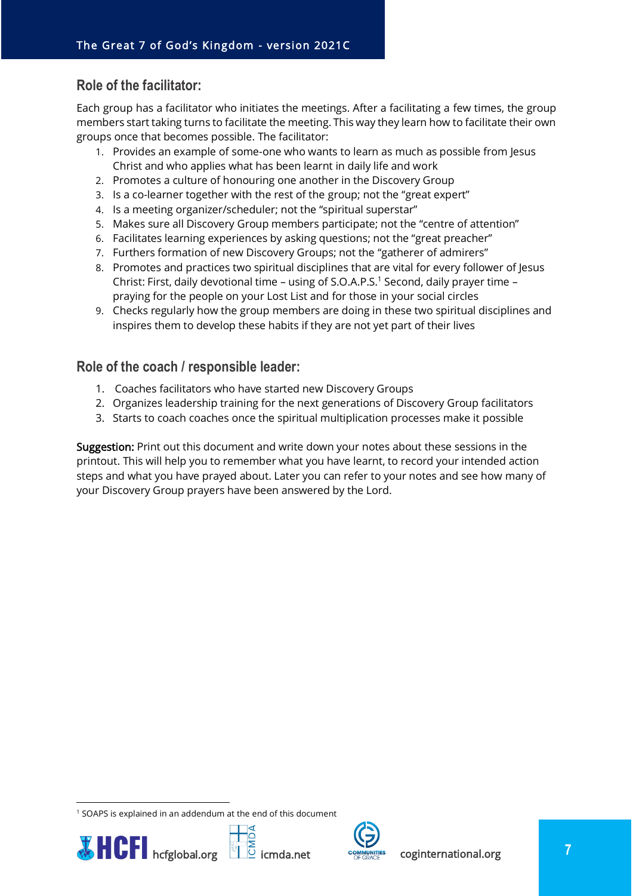## Role of the facilitator:

Each group has a facilitator who initiates the meetings. After a facilitating a few times, the group members start taking turns to facilitate the meeting. This way they learn how to facilitate their own groups once that becomes possible. The facilitator:

1. Provides an example of some-one who wants to learn as much as possible from Jesus Christ and who applies what has been learnt in daily life and work
2. Promotes a culture of honouring one another in the Discovery Group
3. Is a co-learner together with the rest of the group; not the "great expert"
4. Is a meeting organizer/scheduler; not the "spiritual superstar"
5. Makes sure all Discovery Group members participate; not the "centre of attention"
6. Facilitates learning experiences by asking questions; not the "great preacher"
7. Furthers formation of new Discovery Groups; not the "gatherer of admirers"
8. Promotes and practices two spiritual disciplines that are vital for every follower of Jesus Christ: First, daily devotional time – using of S.O.A.P.S.[1] Second, daily prayer time – praying for the people on your Lost List and for those in your social circles
9. Checks regularly how the group members are doing in these two spiritual disciplines and inspires them to develop these habits if they are not yet part of their lives

## Role of the coach / responsible leader:

1. Coaches facilitators who have started new Discovery Groups
2. Organizes leadership training for the next generations of Discovery Group facilitators
3. Starts to coach coaches once the spiritual multiplication processes make it possible

**Suggestion:** Print out this document and write down your notes about these sessions in the printout. This will help you to remember what you have learnt, to record your intended action steps and what you have prayed about. Later you can refer to your notes and see how many of your Discovery Group prayers have been answered by the Lord.

[1] SOAPS is explained in an addendum at the end of this document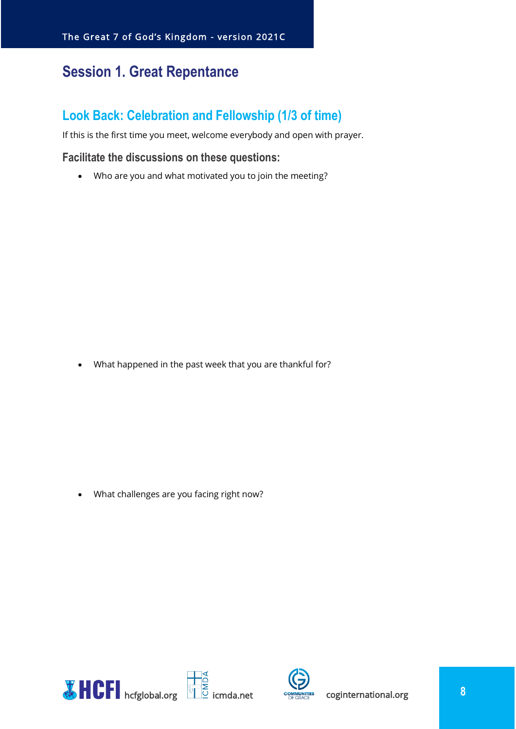# Session 1. Great Repentance

## Look Back: Celebration and Fellowship (1/3 of time)

If this is the first time you meet, welcome everybody and open with prayer.

### Facilitate the discussions on these questions:

- Who are you and what motivated you to join the meeting?

- What happened in the past week that you are thankful for?

- What challenges are you facing right now?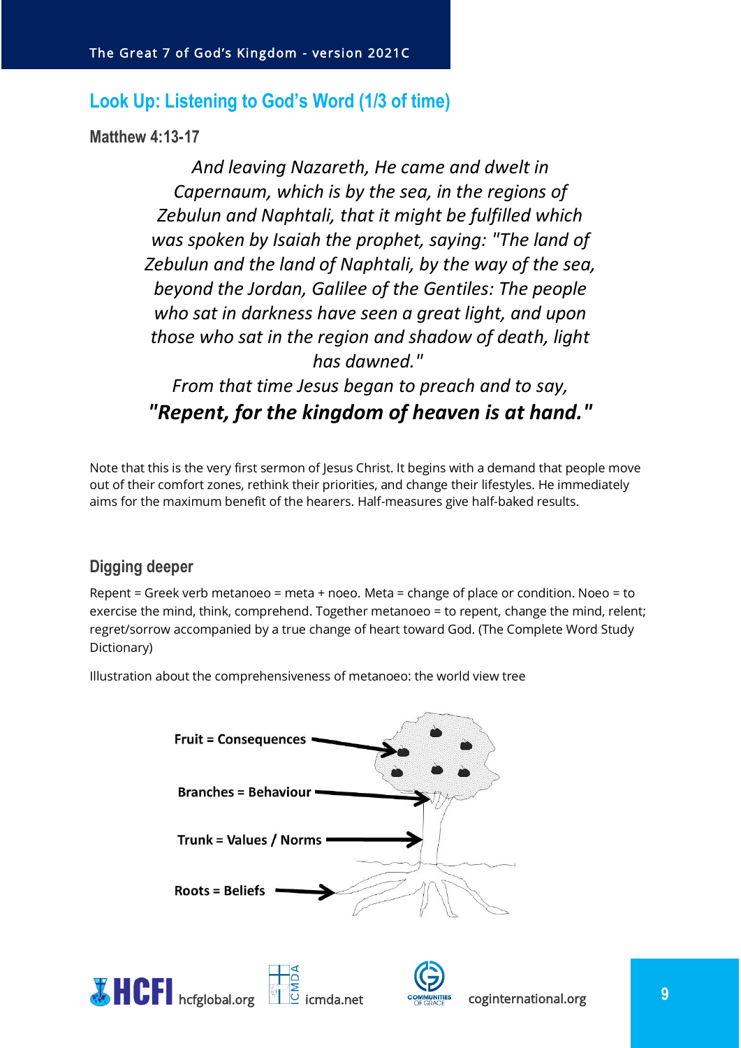## Look Up: Listening to God's Word (1/3 of time)

### Matthew 4:13-17

*And leaving Nazareth, He came and dwelt in Capernaum, which is by the sea, in the regions of Zebulun and Naphtali, that it might be fulfilled which was spoken by Isaiah the prophet, saying: "The land of Zebulun and the land of Naphtali, by the way of the sea, beyond the Jordan, Galilee of the Gentiles: The people who sat in darkness have seen a great light, and upon those who sat in the region and shadow of death, light has dawned."*

*From that time Jesus began to preach and to say,*

***"Repent, for the kingdom of heaven is at hand."***

Note that this is the very first sermon of Jesus Christ. It begins with a demand that people move out of their comfort zones, rethink their priorities, and change their lifestyles. He immediately aims for the maximum benefit of the hearers. Half-measures give half-baked results.

### Digging deeper

Repent = Greek verb metanoeo = meta + noeo. Meta = change of place or condition. Noeo = to exercise the mind, think, comprehend. Together metanoeo = to repent, change the mind, relent; regret/sorrow accompanied by a true change of heart toward God. (The Complete Word Study Dictionary)

Illustration about the comprehensiveness of metanoeo: the world view tree

**Fruit = Consequences**

**Branches = Behaviour**

**Trunk = Values / Norms**

**Roots = Beliefs**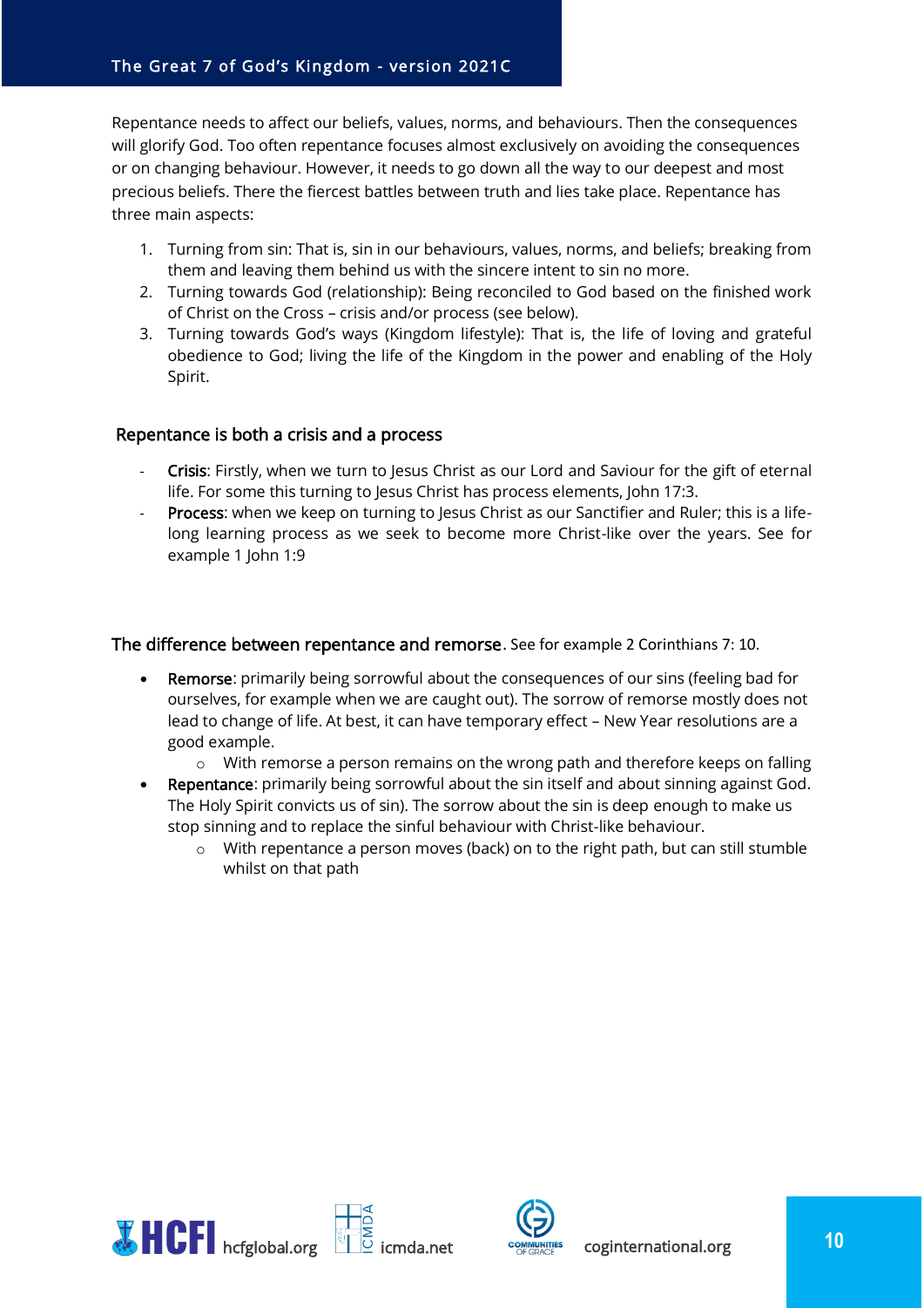Repentance needs to affect our beliefs, values, norms, and behaviours. Then the consequences will glorify God. Too often repentance focuses almost exclusively on avoiding the consequences or on changing behaviour. However, it needs to go down all the way to our deepest and most precious beliefs. There the fiercest battles between truth and lies take place. Repentance has three main aspects:

1. Turning from sin: That is, sin in our behaviours, values, norms, and beliefs; breaking from them and leaving them behind us with the sincere intent to sin no more.
2. Turning towards God (relationship): Being reconciled to God based on the finished work of Christ on the Cross – crisis and/or process (see below).
3. Turning towards God's ways (Kingdom lifestyle): That is, the life of loving and grateful obedience to God; living the life of the Kingdom in the power and enabling of the Holy Spirit.

### Repentance is both a crisis and a process

- Crisis: Firstly, when we turn to Jesus Christ as our Lord and Saviour for the gift of eternal life. For some this turning to Jesus Christ has process elements, John 17:3.
- Process: when we keep on turning to Jesus Christ as our Sanctifier and Ruler; this is a life-long learning process as we seek to become more Christ-like over the years. See for example 1 John 1:9

### The difference between repentance and remorse. See for example 2 Corinthians 7: 10.

- Remorse: primarily being sorrowful about the consequences of our sins (feeling bad for ourselves, for example when we are caught out). The sorrow of remorse mostly does not lead to change of life. At best, it can have temporary effect – New Year resolutions are a good example.
  - With remorse a person remains on the wrong path and therefore keeps on falling
- Repentance: primarily being sorrowful about the sin itself and about sinning against God. The Holy Spirit convicts us of sin). The sorrow about the sin is deep enough to make us stop sinning and to replace the sinful behaviour with Christ-like behaviour.
  - With repentance a person moves (back) on to the right path, but can still stumble whilst on that path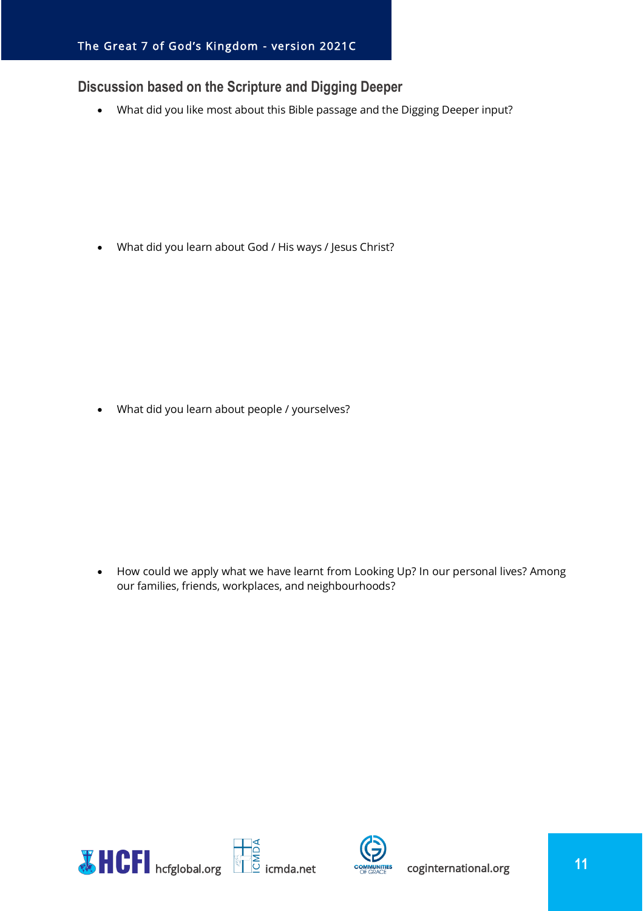## Discussion based on the Scripture and Digging Deeper

- What did you like most about this Bible passage and the Digging Deeper input?

- What did you learn about God / His ways / Jesus Christ?

- What did you learn about people / yourselves?

- How could we apply what we have learnt from Looking Up? In our personal lives? Among our families, friends, workplaces, and neighbourhoods?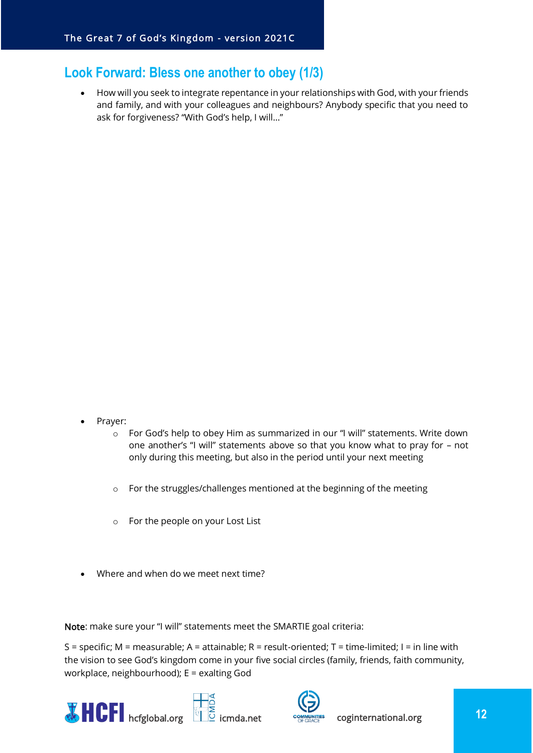## Look Forward: Bless one another to obey (1/3)

- How will you seek to integrate repentance in your relationships with God, with your friends and family, and with your colleagues and neighbours? Anybody specific that you need to ask for forgiveness? "With God's help, I will…"

- Prayer:
  - For God's help to obey Him as summarized in our "I will" statements. Write down one another's "I will" statements above so that you know what to pray for – not only during this meeting, but also in the period until your next meeting
  - For the struggles/challenges mentioned at the beginning of the meeting
  - For the people on your Lost List

- Where and when do we meet next time?

Note: make sure your "I will" statements meet the SMARTIE goal criteria:

S = specific; M = measurable; A = attainable; R = result-oriented; T = time-limited; I = in line with the vision to see God's kingdom come in your five social circles (family, friends, faith community, workplace, neighbourhood); E = exalting God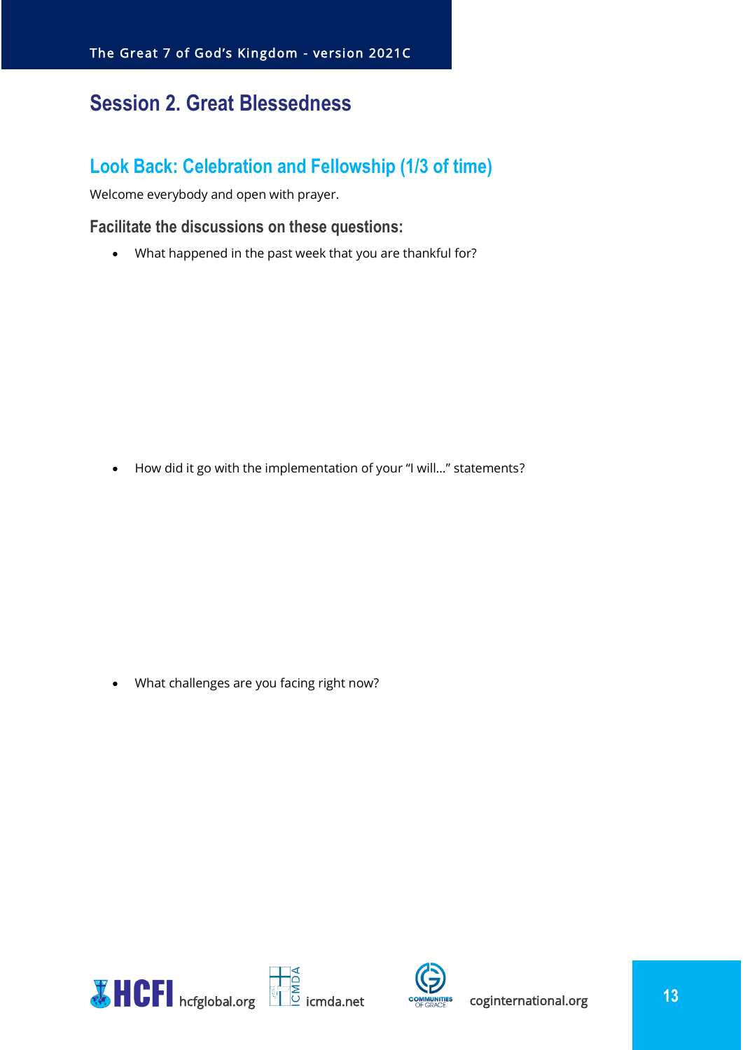# Session 2. Great Blessedness

## Look Back: Celebration and Fellowship (1/3 of time)

Welcome everybody and open with prayer.

### Facilitate the discussions on these questions:

- What happened in the past week that you are thankful for?

- How did it go with the implementation of your "I will…" statements?

- What challenges are you facing right now?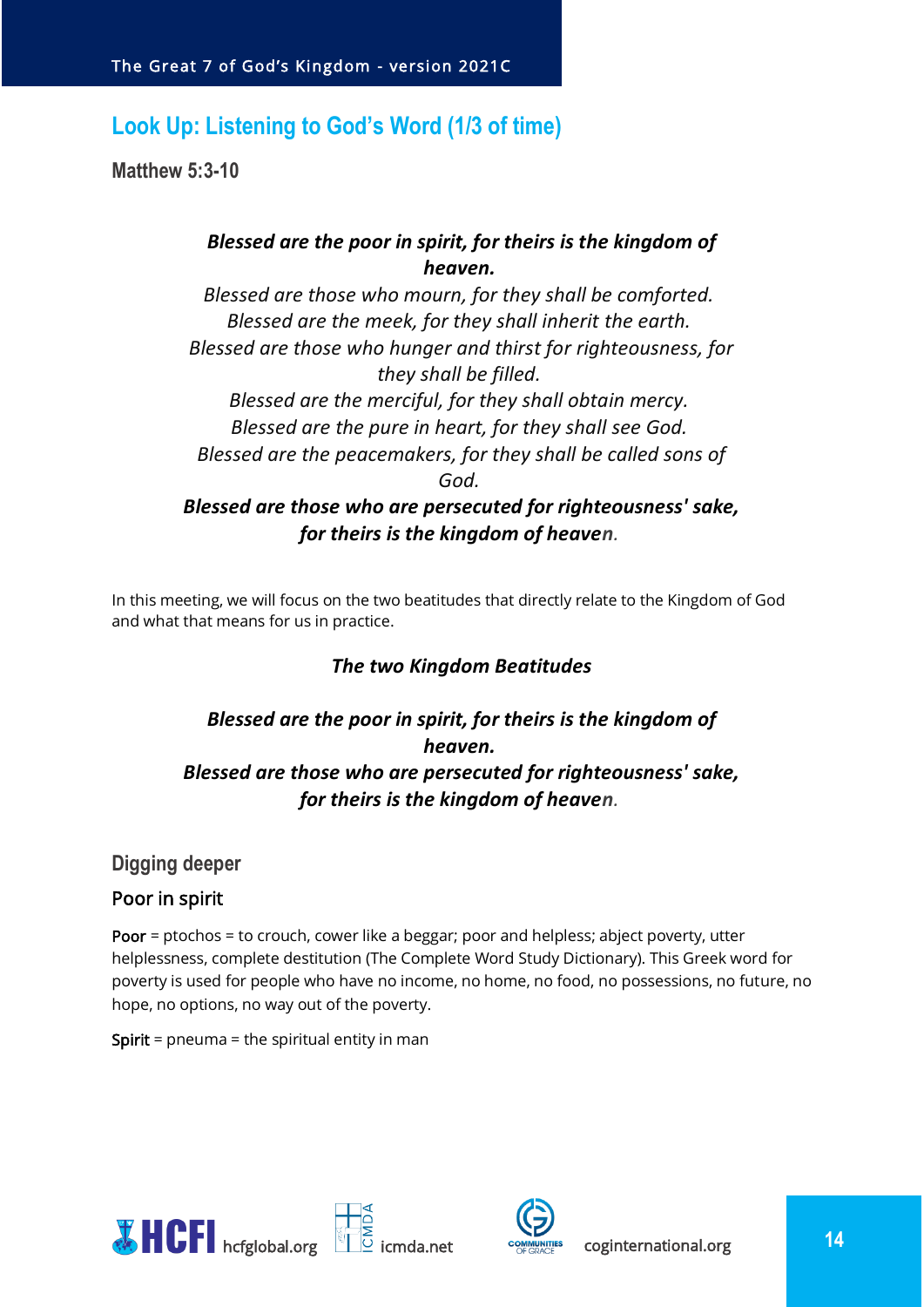## Look Up: Listening to God's Word (1/3 of time)

**Matthew 5:3-10**

***Blessed are the poor in spirit, for theirs is the kingdom of heaven.***
*Blessed are those who mourn, for they shall be comforted.*
*Blessed are the meek, for they shall inherit the earth.*
*Blessed are those who hunger and thirst for righteousness, for they shall be filled.*
*Blessed are the merciful, for they shall obtain mercy.*
*Blessed are the pure in heart, for they shall see God.*
*Blessed are the peacemakers, for they shall be called sons of God.*
***Blessed are those who are persecuted for righteousness' sake, for theirs is the kingdom of heaven.***

In this meeting, we will focus on the two beatitudes that directly relate to the Kingdom of God and what that means for us in practice.

***The two Kingdom Beatitudes***

***Blessed are the poor in spirit, for theirs is the kingdom of heaven.***
***Blessed are those who are persecuted for righteousness' sake, for theirs is the kingdom of heaven.***

### Digging deeper

#### Poor in spirit

Poor = ptochos = to crouch, cower like a beggar; poor and helpless; abject poverty, utter helplessness, complete destitution (The Complete Word Study Dictionary). This Greek word for poverty is used for people who have no income, no home, no food, no possessions, no future, no hope, no options, no way out of the poverty.

Spirit = pneuma = the spiritual entity in man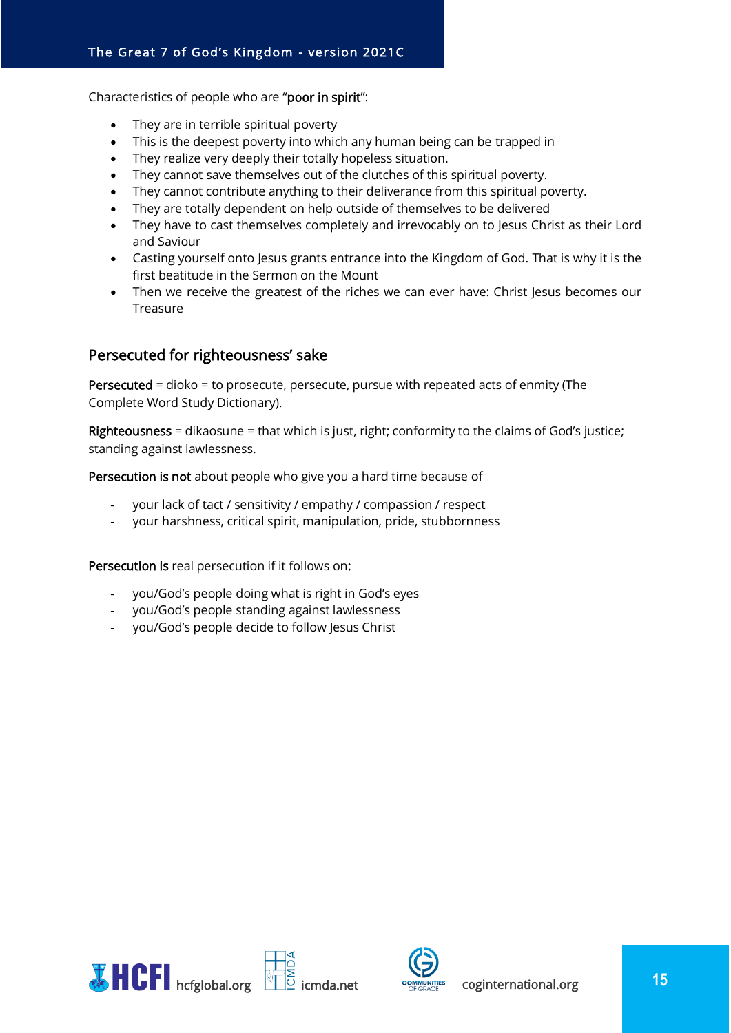Characteristics of people who are "**poor in spirit**":

- They are in terrible spiritual poverty
- This is the deepest poverty into which any human being can be trapped in
- They realize very deeply their totally hopeless situation.
- They cannot save themselves out of the clutches of this spiritual poverty.
- They cannot contribute anything to their deliverance from this spiritual poverty.
- They are totally dependent on help outside of themselves to be delivered
- They have to cast themselves completely and irrevocably on to Jesus Christ as their Lord and Saviour
- Casting yourself onto Jesus grants entrance into the Kingdom of God. That is why it is the first beatitude in the Sermon on the Mount
- Then we receive the greatest of the riches we can ever have: Christ Jesus becomes our Treasure

## Persecuted for righteousness' sake

**Persecuted** = dioko = to prosecute, persecute, pursue with repeated acts of enmity (The Complete Word Study Dictionary).

**Righteousness** = dikaosune = that which is just, right; conformity to the claims of God's justice; standing against lawlessness.

**Persecution is not** about people who give you a hard time because of

- your lack of tact / sensitivity / empathy / compassion / respect
- your harshness, critical spirit, manipulation, pride, stubbornness

**Persecution is** real persecution if it follows on**:**

- you/God's people doing what is right in God's eyes
- you/God's people standing against lawlessness
- you/God's people decide to follow Jesus Christ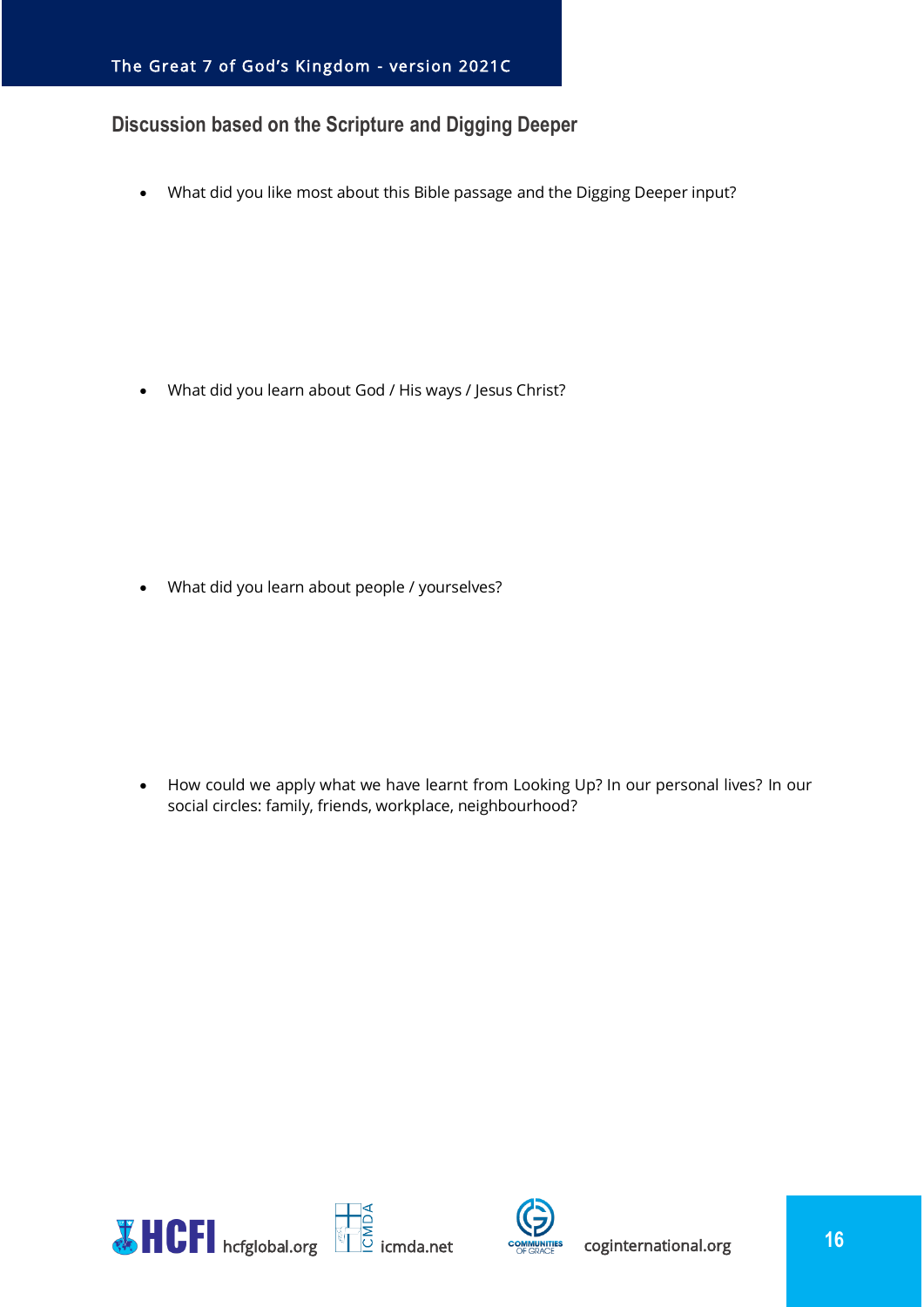## Discussion based on the Scripture and Digging Deeper

- What did you like most about this Bible passage and the Digging Deeper input?

- What did you learn about God / His ways / Jesus Christ?

- What did you learn about people / yourselves?

- How could we apply what we have learnt from Looking Up? In our personal lives? In our social circles: family, friends, workplace, neighbourhood?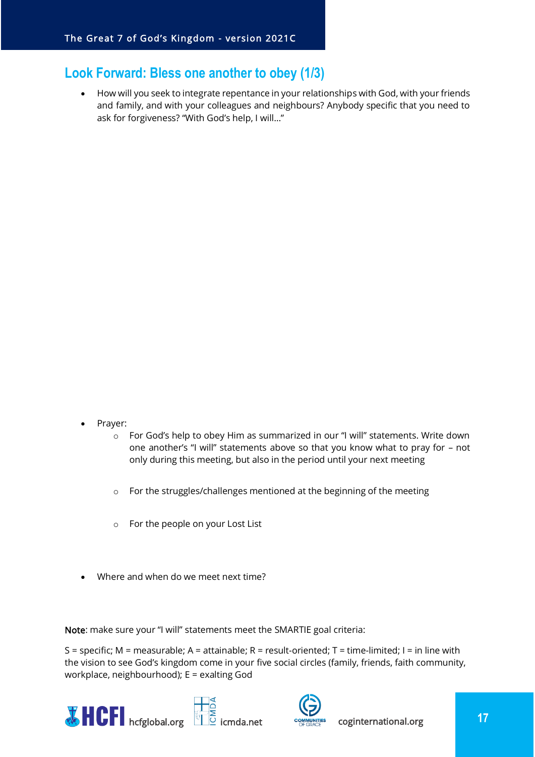## Look Forward: Bless one another to obey (1/3)

- How will you seek to integrate repentance in your relationships with God, with your friends and family, and with your colleagues and neighbours? Anybody specific that you need to ask for forgiveness? "With God's help, I will…"

- Prayer:
  - For God's help to obey Him as summarized in our "I will" statements. Write down one another's "I will" statements above so that you know what to pray for – not only during this meeting, but also in the period until your next meeting
  - For the struggles/challenges mentioned at the beginning of the meeting
  - For the people on your Lost List

- Where and when do we meet next time?

Note: make sure your "I will" statements meet the SMARTIE goal criteria:

S = specific; M = measurable; A = attainable; R = result-oriented; T = time-limited; I = in line with the vision to see God's kingdom come in your five social circles (family, friends, faith community, workplace, neighbourhood); E = exalting God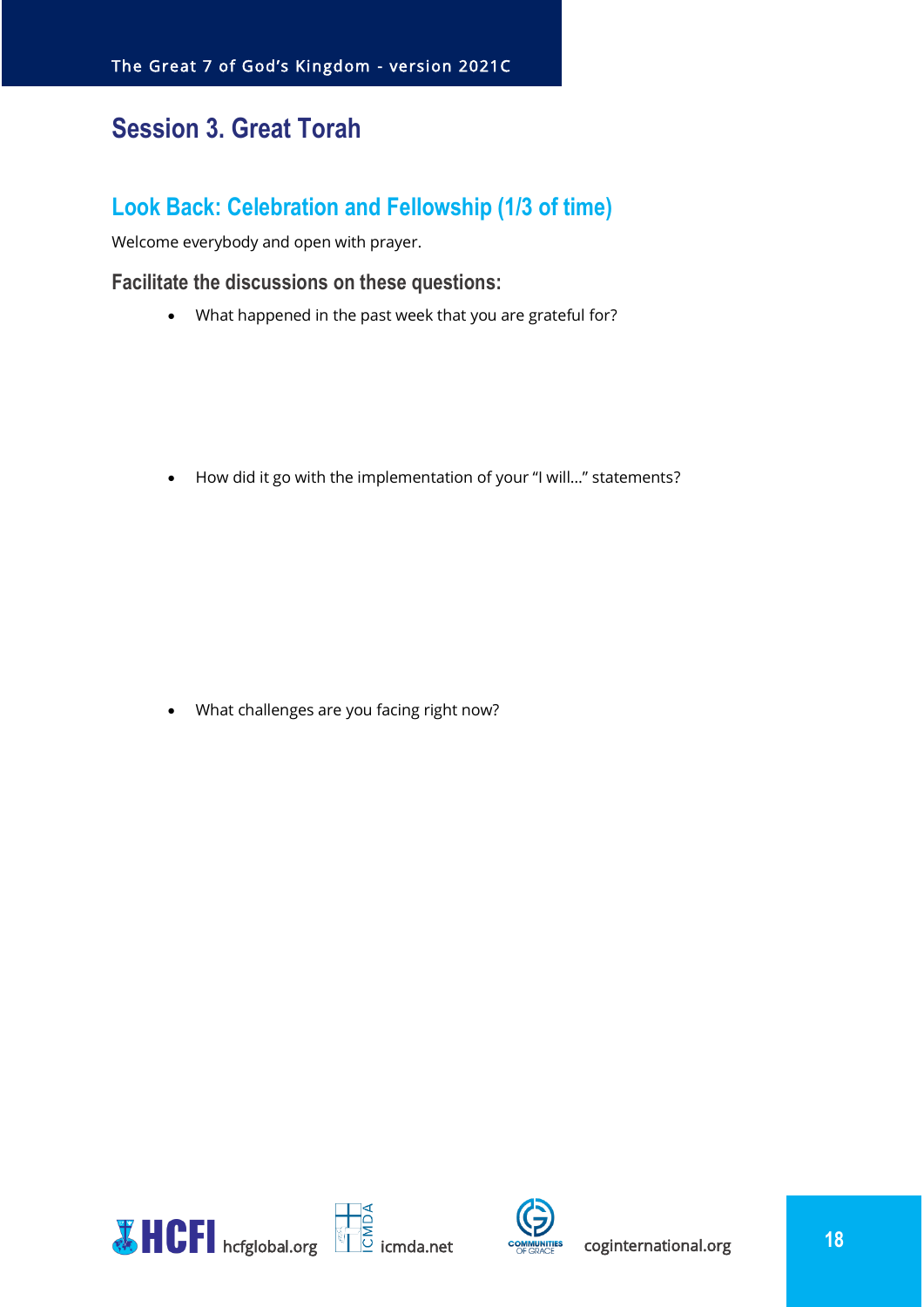# Session 3. Great Torah

## Look Back: Celebration and Fellowship (1/3 of time)

Welcome everybody and open with prayer.

### Facilitate the discussions on these questions:

- What happened in the past week that you are grateful for?

- How did it go with the implementation of your "I will…" statements?

- What challenges are you facing right now?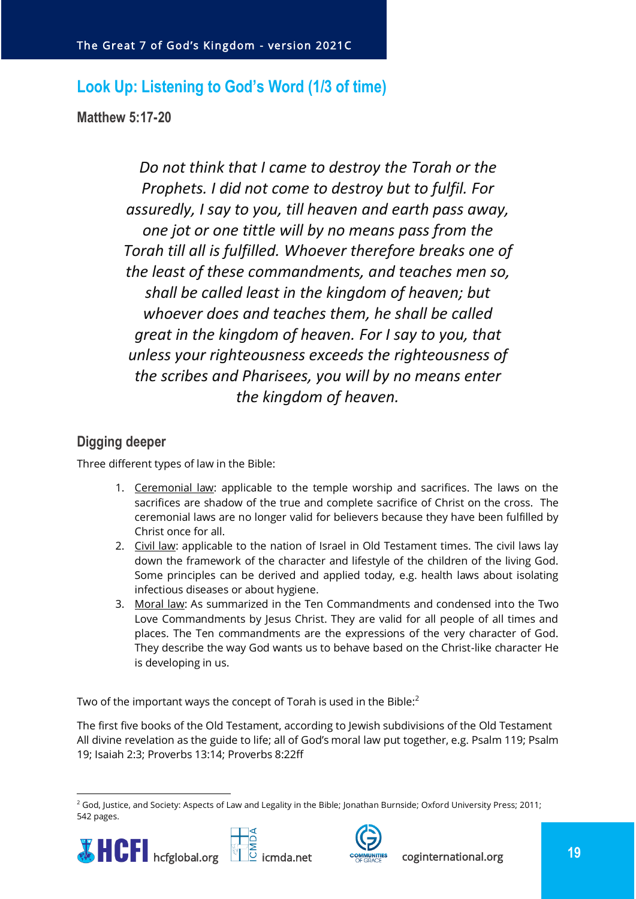## Look Up: Listening to God's Word (1/3 of time)

### Matthew 5:17-20

*Do not think that I came to destroy the Torah or the Prophets. I did not come to destroy but to fulfil. For assuredly, I say to you, till heaven and earth pass away, one jot or one tittle will by no means pass from the Torah till all is fulfilled. Whoever therefore breaks one of the least of these commandments, and teaches men so, shall be called least in the kingdom of heaven; but whoever does and teaches them, he shall be called great in the kingdom of heaven. For I say to you, that unless your righteousness exceeds the righteousness of the scribes and Pharisees, you will by no means enter the kingdom of heaven.*

### Digging deeper

Three different types of law in the Bible:

1. Ceremonial law: applicable to the temple worship and sacrifices. The laws on the sacrifices are shadow of the true and complete sacrifice of Christ on the cross. The ceremonial laws are no longer valid for believers because they have been fulfilled by Christ once for all.
2. Civil law: applicable to the nation of Israel in Old Testament times. The civil laws lay down the framework of the character and lifestyle of the children of the living God. Some principles can be derived and applied today, e.g. health laws about isolating infectious diseases or about hygiene.
3. Moral law: As summarized in the Ten Commandments and condensed into the Two Love Commandments by Jesus Christ. They are valid for all people of all times and places. The Ten commandments are the expressions of the very character of God. They describe the way God wants us to behave based on the Christ-like character He is developing in us.

Two of the important ways the concept of Torah is used in the Bible:[2]

The first five books of the Old Testament, according to Jewish subdivisions of the Old Testament
All divine revelation as the guide to life; all of God's moral law put together, e.g. Psalm 119; Psalm 19; Isaiah 2:3; Proverbs 13:14; Proverbs 8:22ff

[2] God, Justice, and Society: Aspects of Law and Legality in the Bible; Jonathan Burnside; Oxford University Press; 2011; 542 pages.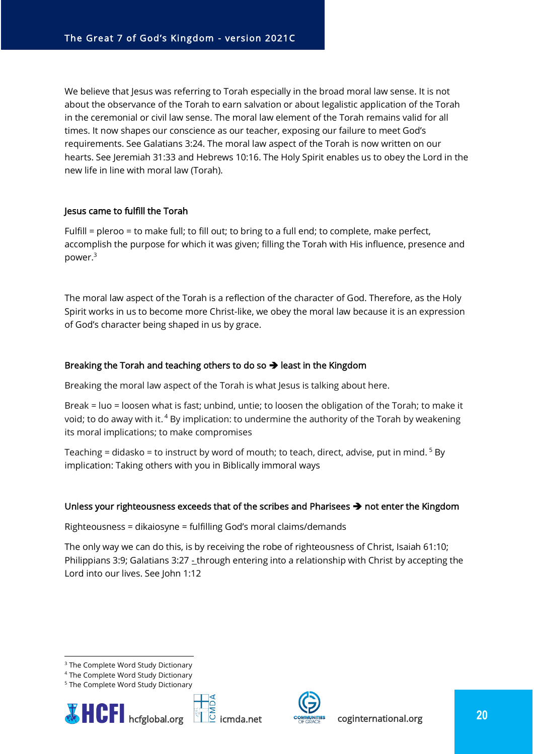We believe that Jesus was referring to Torah especially in the broad moral law sense. It is not about the observance of the Torah to earn salvation or about legalistic application of the Torah in the ceremonial or civil law sense. The moral law element of the Torah remains valid for all times. It now shapes our conscience as our teacher, exposing our failure to meet God's requirements. See Galatians 3:24. The moral law aspect of the Torah is now written on our hearts. See Jeremiah 31:33 and Hebrews 10:16. The Holy Spirit enables us to obey the Lord in the new life in line with moral law (Torah).

### Jesus came to fulfill the Torah

Fulfill = pleroo = to make full; to fill out; to bring to a full end; to complete, make perfect, accomplish the purpose for which it was given; filling the Torah with His influence, presence and power.[3]

The moral law aspect of the Torah is a reflection of the character of God. Therefore, as the Holy Spirit works in us to become more Christ-like, we obey the moral law because it is an expression of God's character being shaped in us by grace.

### Breaking the Torah and teaching others to do so ➔ least in the Kingdom

Breaking the moral law aspect of the Torah is what Jesus is talking about here.

Break = luo = loosen what is fast; unbind, untie; to loosen the obligation of the Torah; to make it void; to do away with it.[4] By implication: to undermine the authority of the Torah by weakening its moral implications; to make compromises

Teaching = didasko = to instruct by word of mouth; to teach, direct, advise, put in mind.[5] By implication: Taking others with you in Biblically immoral ways

### Unless your righteousness exceeds that of the scribes and Pharisees ➔ not enter the Kingdom

Righteousness = dikaiosyne = fulfilling God's moral claims/demands

The only way we can do this, is by receiving the robe of righteousness of Christ, Isaiah 61:10; Philippians 3:9; Galatians 3:27 - through entering into a relationship with Christ by accepting the Lord into our lives. See John 1:12

[3] The Complete Word Study Dictionary
[4] The Complete Word Study Dictionary
[5] The Complete Word Study Dictionary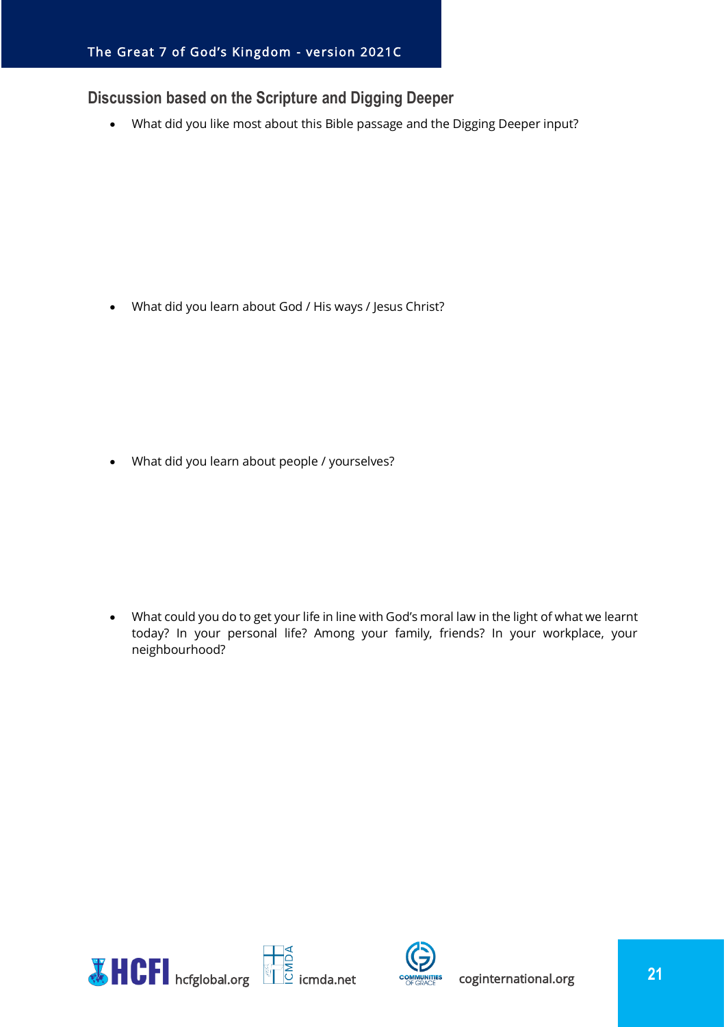## Discussion based on the Scripture and Digging Deeper

- What did you like most about this Bible passage and the Digging Deeper input?

- What did you learn about God / His ways / Jesus Christ?

- What did you learn about people / yourselves?

- What could you do to get your life in line with God's moral law in the light of what we learnt today? In your personal life? Among your family, friends? In your workplace, your neighbourhood?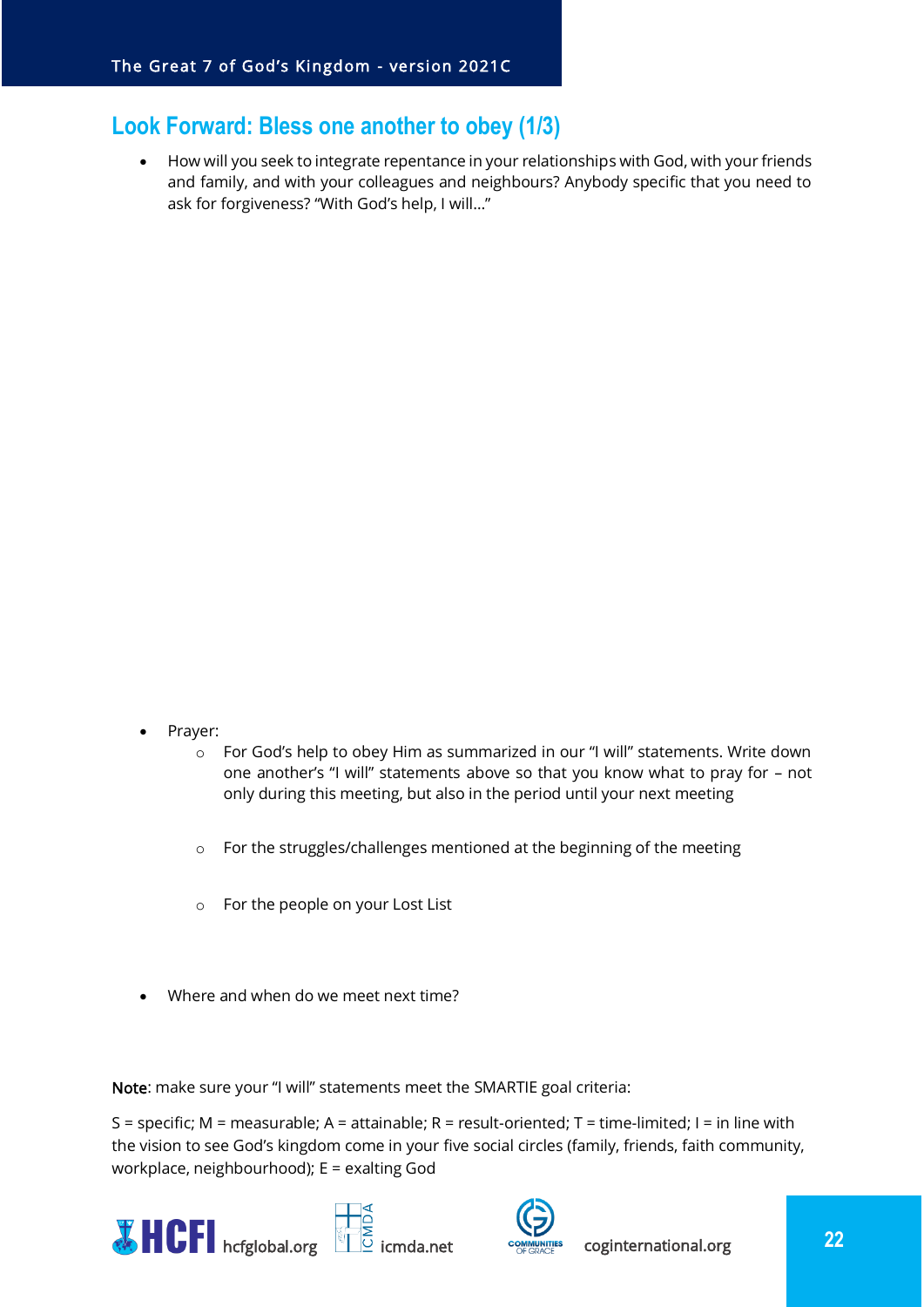## Look Forward: Bless one another to obey (1/3)

- How will you seek to integrate repentance in your relationships with God, with your friends and family, and with your colleagues and neighbours? Anybody specific that you need to ask for forgiveness? "With God's help, I will..."

- Prayer:
  - For God's help to obey Him as summarized in our "I will" statements. Write down one another's "I will" statements above so that you know what to pray for – not only during this meeting, but also in the period until your next meeting
  - For the struggles/challenges mentioned at the beginning of the meeting
  - For the people on your Lost List

- Where and when do we meet next time?

Note: make sure your "I will" statements meet the SMARTIE goal criteria:

S = specific; M = measurable; A = attainable; R = result-oriented; T = time-limited; I = in line with the vision to see God's kingdom come in your five social circles (family, friends, faith community, workplace, neighbourhood); E = exalting God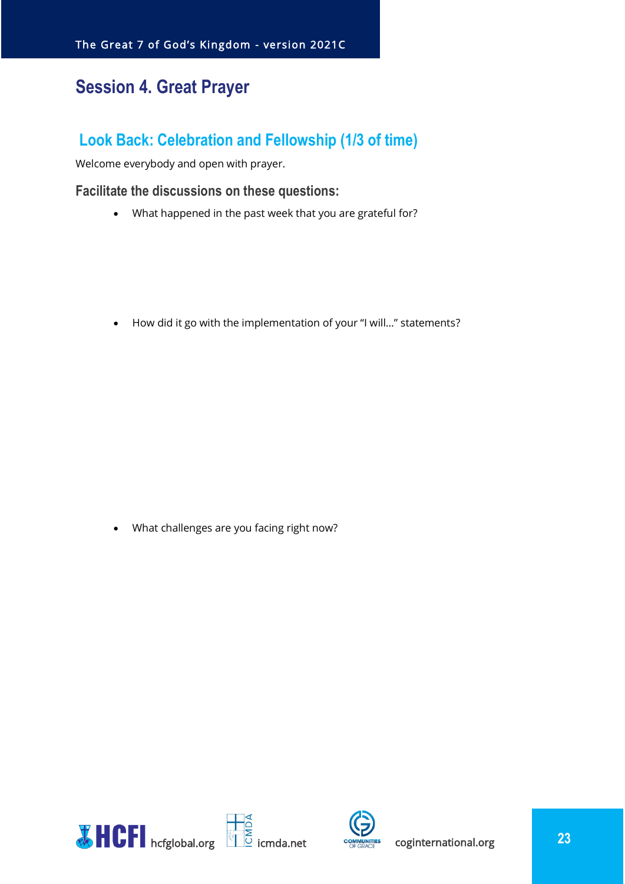# Session 4. Great Prayer

## Look Back: Celebration and Fellowship (1/3 of time)

Welcome everybody and open with prayer.

### Facilitate the discussions on these questions:

- What happened in the past week that you are grateful for?

- How did it go with the implementation of your "I will…" statements?

- What challenges are you facing right now?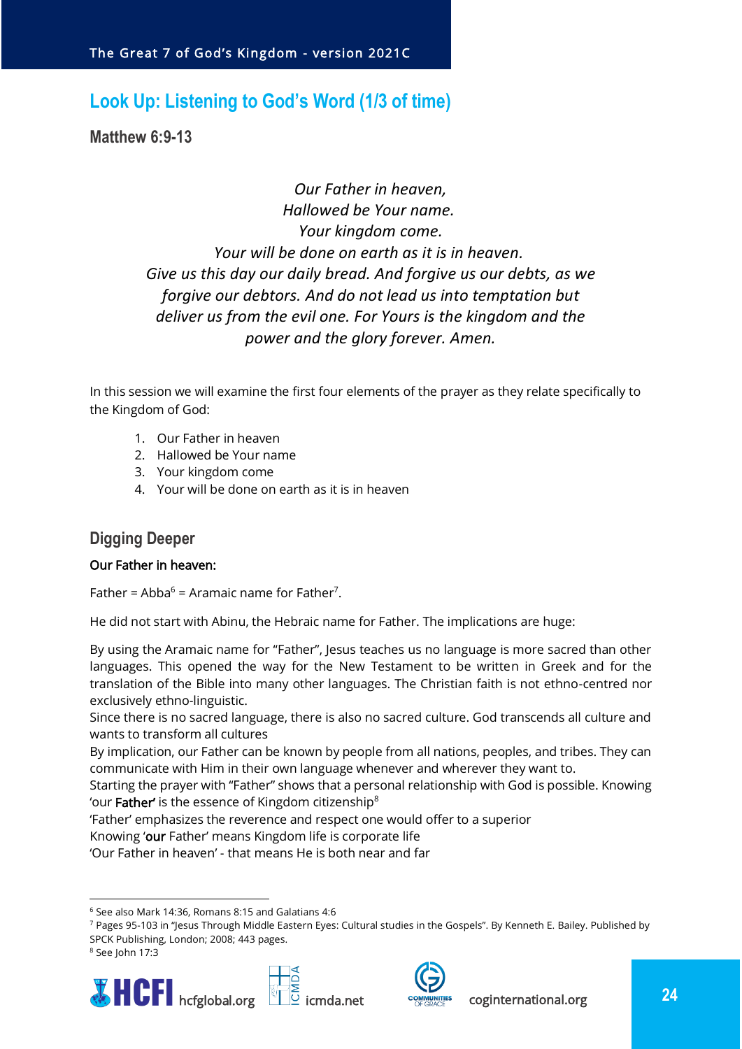## Look Up: Listening to God's Word (1/3 of time)

### Matthew 6:9-13

*Our Father in heaven,*
*Hallowed be Your name.*
*Your kingdom come.*
*Your will be done on earth as it is in heaven.*
*Give us this day our daily bread. And forgive us our debts, as we forgive our debtors. And do not lead us into temptation but deliver us from the evil one. For Yours is the kingdom and the power and the glory forever. Amen.*

In this session we will examine the first four elements of the prayer as they relate specifically to the Kingdom of God:

1. Our Father in heaven
2. Hallowed be Your name
3. Your kingdom come
4. Your will be done on earth as it is in heaven

### Digging Deeper

Our Father in heaven:

Father = Abba[6] = Aramaic name for Father[7].

He did not start with Abinu, the Hebraic name for Father. The implications are huge:

By using the Aramaic name for "Father", Jesus teaches us no language is more sacred than other languages. This opened the way for the New Testament to be written in Greek and for the translation of the Bible into many other languages. The Christian faith is not ethno-centred nor exclusively ethno-linguistic.
Since there is no sacred language, there is also no sacred culture. God transcends all culture and wants to transform all cultures
By implication, our Father can be known by people from all nations, peoples, and tribes. They can communicate with Him in their own language whenever and wherever they want to.
Starting the prayer with "Father" shows that a personal relationship with God is possible. Knowing 'our **Father**' is the essence of Kingdom citizenship[8]
'Father' emphasizes the reverence and respect one would offer to a superior
Knowing '**our** Father' means Kingdom life is corporate life
'Our Father in heaven' - that means He is both near and far

---

[6] See also Mark 14:36, Romans 8:15 and Galatians 4:6
[7] Pages 95-103 in "Jesus Through Middle Eastern Eyes: Cultural studies in the Gospels". By Kenneth E. Bailey. Published by SPCK Publishing, London; 2008; 443 pages.
[8] See John 17:3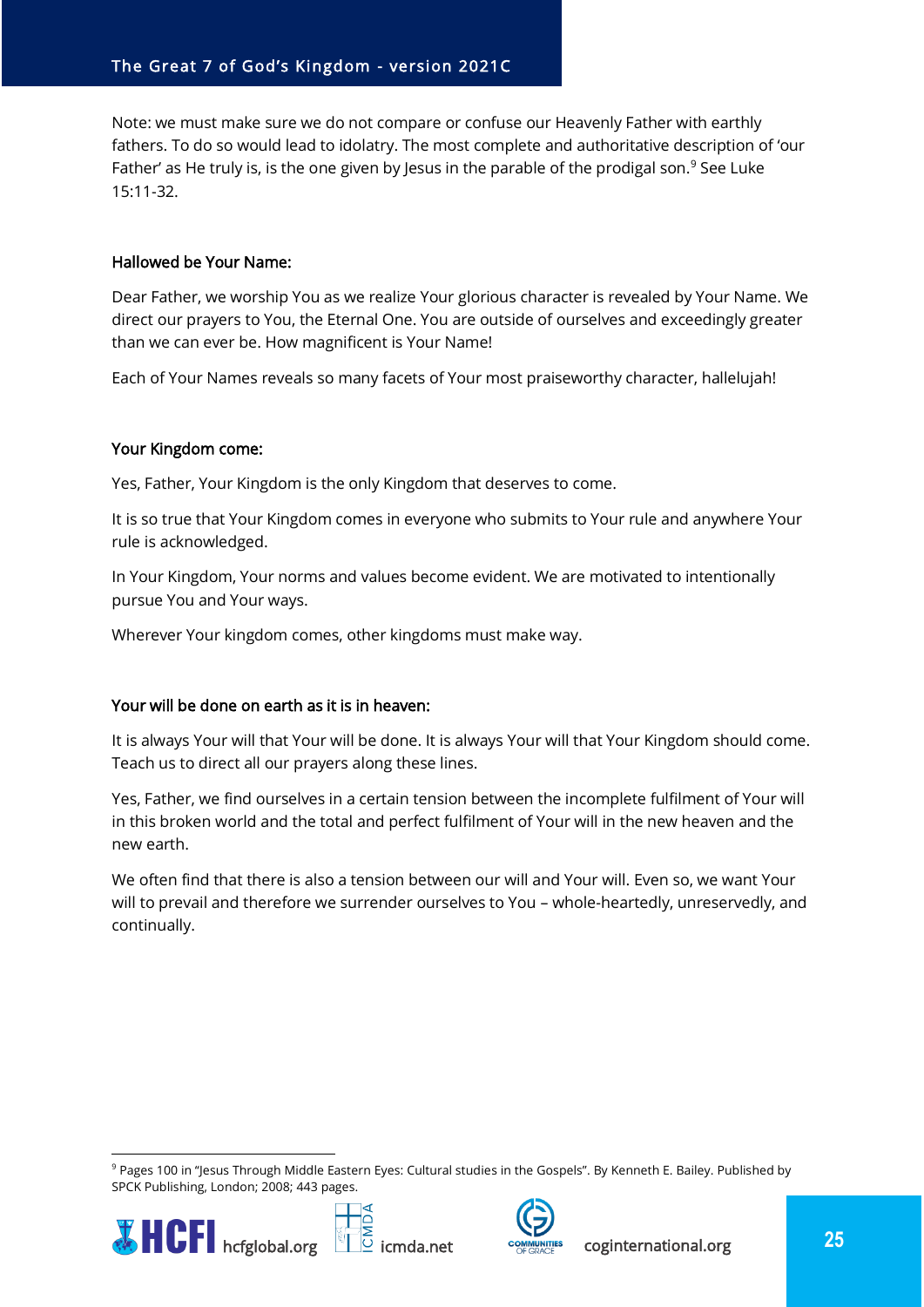Note: we must make sure we do not compare or confuse our Heavenly Father with earthly fathers. To do so would lead to idolatry. The most complete and authoritative description of 'our Father' as He truly is, is the one given by Jesus in the parable of the prodigal son.[9] See Luke 15:11-32.

### Hallowed be Your Name:

Dear Father, we worship You as we realize Your glorious character is revealed by Your Name. We direct our prayers to You, the Eternal One. You are outside of ourselves and exceedingly greater than we can ever be. How magnificent is Your Name!

Each of Your Names reveals so many facets of Your most praiseworthy character, hallelujah!

### Your Kingdom come:

Yes, Father, Your Kingdom is the only Kingdom that deserves to come.

It is so true that Your Kingdom comes in everyone who submits to Your rule and anywhere Your rule is acknowledged.

In Your Kingdom, Your norms and values become evident. We are motivated to intentionally pursue You and Your ways.

Wherever Your kingdom comes, other kingdoms must make way.

### Your will be done on earth as it is in heaven:

It is always Your will that Your will be done. It is always Your will that Your Kingdom should come. Teach us to direct all our prayers along these lines.

Yes, Father, we find ourselves in a certain tension between the incomplete fulfilment of Your will in this broken world and the total and perfect fulfilment of Your will in the new heaven and the new earth.

We often find that there is also a tension between our will and Your will. Even so, we want Your will to prevail and therefore we surrender ourselves to You – whole-heartedly, unreservedly, and continually.

---

[9] Pages 100 in "Jesus Through Middle Eastern Eyes: Cultural studies in the Gospels". By Kenneth E. Bailey. Published by SPCK Publishing, London; 2008; 443 pages.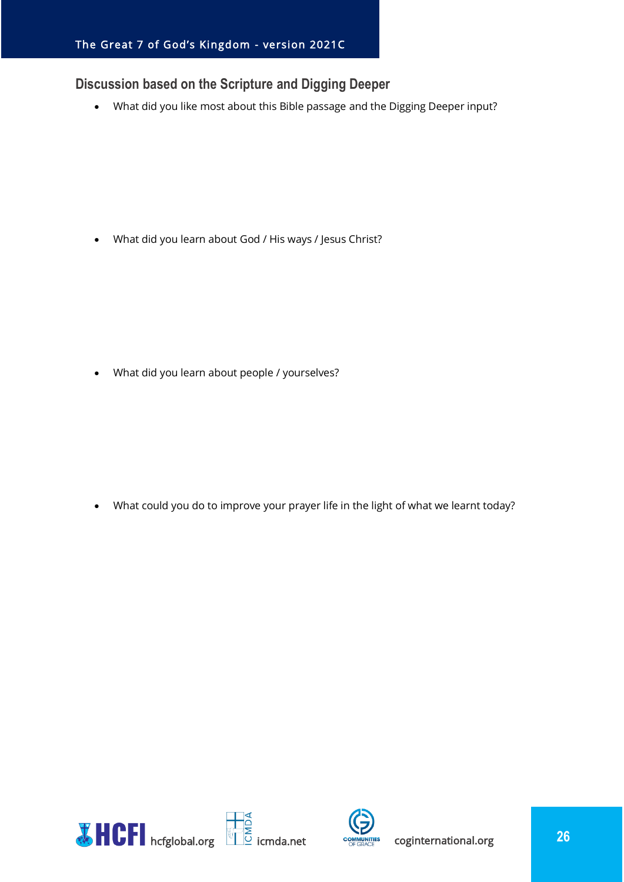## Discussion based on the Scripture and Digging Deeper

- What did you like most about this Bible passage and the Digging Deeper input?

- What did you learn about God / His ways / Jesus Christ?

- What did you learn about people / yourselves?

- What could you do to improve your prayer life in the light of what we learnt today?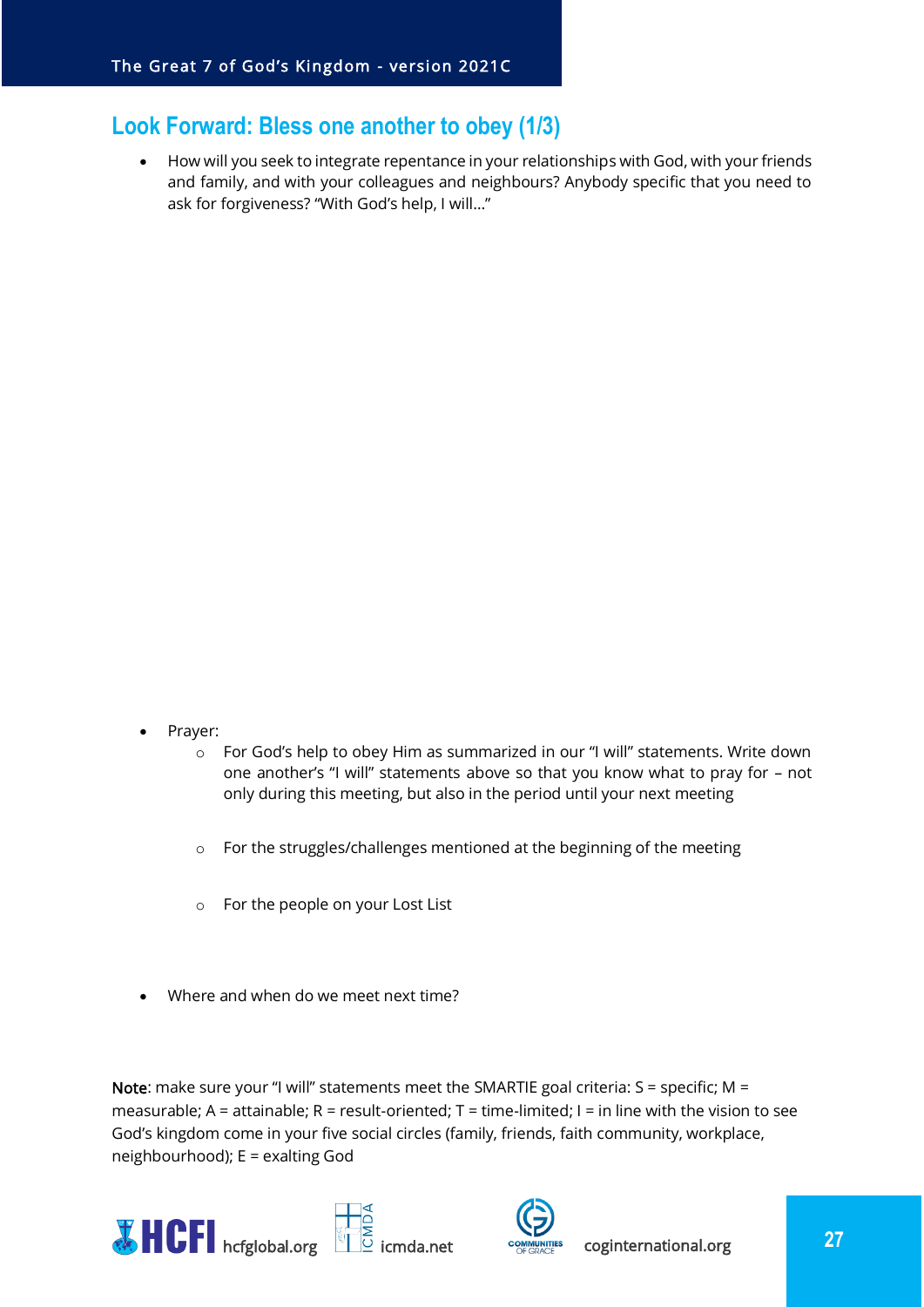## Look Forward: Bless one another to obey (1/3)

- How will you seek to integrate repentance in your relationships with God, with your friends and family, and with your colleagues and neighbours? Anybody specific that you need to ask for forgiveness? "With God's help, I will..."

- Prayer:
  - For God's help to obey Him as summarized in our "I will" statements. Write down one another's "I will" statements above so that you know what to pray for – not only during this meeting, but also in the period until your next meeting
  - For the struggles/challenges mentioned at the beginning of the meeting
  - For the people on your Lost List

- Where and when do we meet next time?

**Note**: make sure your "I will" statements meet the SMARTIE goal criteria: S = specific; M = measurable; A = attainable; R = result-oriented; T = time-limited; I = in line with the vision to see God's kingdom come in your five social circles (family, friends, faith community, workplace, neighbourhood); E = exalting God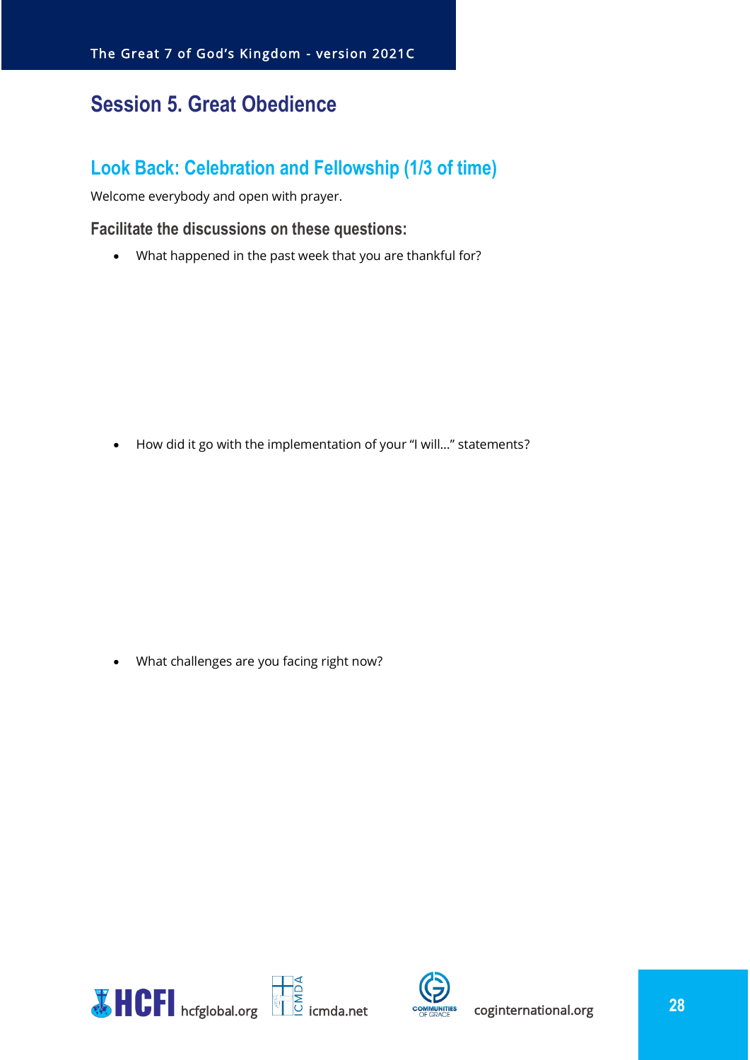# Session 5. Great Obedience

## Look Back: Celebration and Fellowship (1/3 of time)

Welcome everybody and open with prayer.

### Facilitate the discussions on these questions:

- What happened in the past week that you are thankful for?

- How did it go with the implementation of your "I will…" statements?

- What challenges are you facing right now?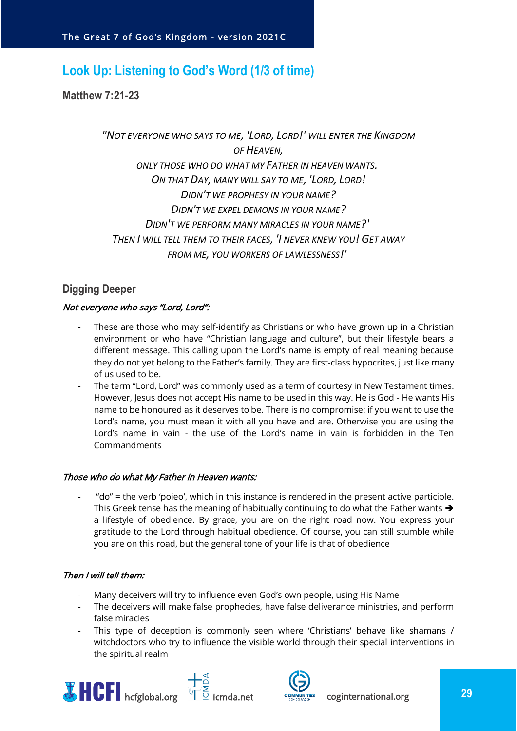## Look Up: Listening to God's Word (1/3 of time)

### Matthew 7:21-23

*"Not everyone who says to me, 'Lord, Lord!' will enter the Kingdom of Heaven,*
*only those who do what my Father in heaven wants.*
*On that Day, many will say to me, 'Lord, Lord!*
*Didn't we prophesy in your name?*
*Didn't we expel demons in your name?*
*Didn't we perform many miracles in your name?'*
*Then I will tell them to their faces, 'I never knew you! Get away from me, you workers of lawlessness!'*

### Digging Deeper

*Not everyone who says "Lord, Lord":*

- These are those who may self-identify as Christians or who have grown up in a Christian environment or who have "Christian language and culture", but their lifestyle bears a different message. This calling upon the Lord's name is empty of real meaning because they do not yet belong to the Father's family. They are first-class hypocrites, just like many of us used to be.
- The term "Lord, Lord" was commonly used as a term of courtesy in New Testament times. However, Jesus does not accept His name to be used in this way. He is God - He wants His name to be honoured as it deserves to be. There is no compromise: if you want to use the Lord's name, you must mean it with all you have and are. Otherwise you are using the Lord's name in vain - the use of the Lord's name in vain is forbidden in the Ten Commandments

*Those who do what My Father in Heaven wants:*

- "do" = the verb 'poieo', which in this instance is rendered in the present active participle. This Greek tense has the meaning of habitually continuing to do what the Father wants ➔ a lifestyle of obedience. By grace, you are on the right road now. You express your gratitude to the Lord through habitual obedience. Of course, you can still stumble while you are on this road, but the general tone of your life is that of obedience

*Then I will tell them:*

- Many deceivers will try to influence even God's own people, using His Name
- The deceivers will make false prophecies, have false deliverance ministries, and perform false miracles
- This type of deception is commonly seen where 'Christians' behave like shamans / witchdoctors who try to influence the visible world through their special interventions in the spiritual realm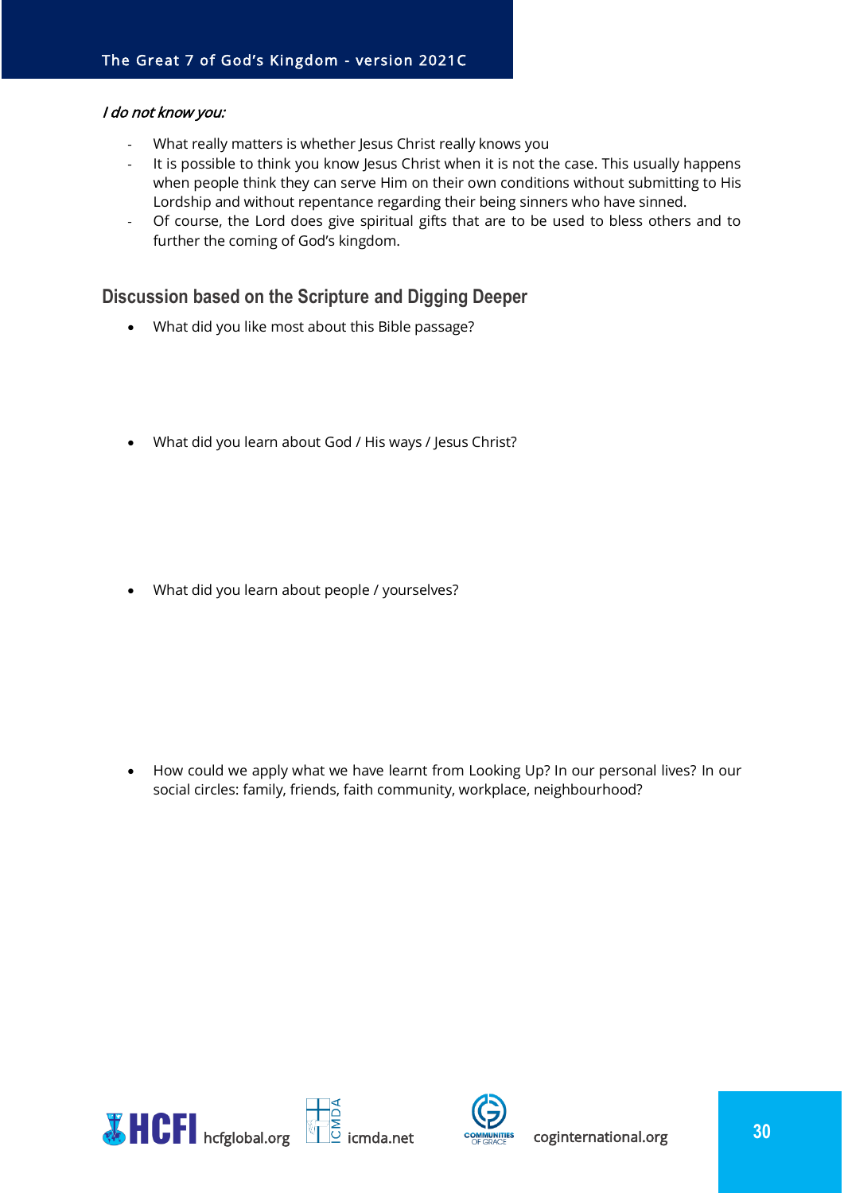*I do not know you:*

- What really matters is whether Jesus Christ really knows you
- It is possible to think you know Jesus Christ when it is not the case. This usually happens when people think they can serve Him on their own conditions without submitting to His Lordship and without repentance regarding their being sinners who have sinned.
- Of course, the Lord does give spiritual gifts that are to be used to bless others and to further the coming of God's kingdom.

## Discussion based on the Scripture and Digging Deeper

- What did you like most about this Bible passage?
- What did you learn about God / His ways / Jesus Christ?
- What did you learn about people / yourselves?
- How could we apply what we have learnt from Looking Up? In our personal lives? In our social circles: family, friends, faith community, workplace, neighbourhood?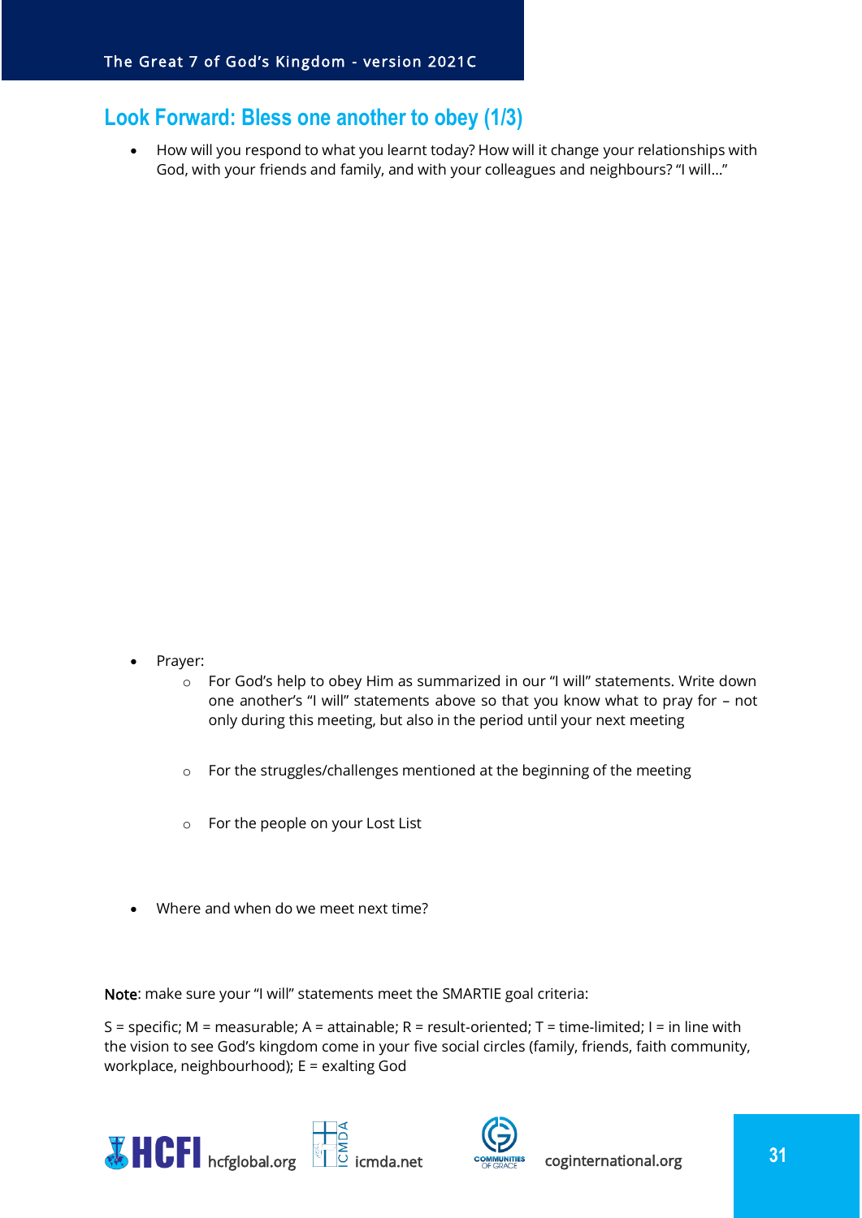## Look Forward: Bless one another to obey (1/3)

- How will you respond to what you learnt today? How will it change your relationships with God, with your friends and family, and with your colleagues and neighbours? "I will…"

- Prayer:
  - For God's help to obey Him as summarized in our "I will" statements. Write down one another's "I will" statements above so that you know what to pray for – not only during this meeting, but also in the period until your next meeting
  - For the struggles/challenges mentioned at the beginning of the meeting
  - For the people on your Lost List

- Where and when do we meet next time?

Note: make sure your "I will" statements meet the SMARTIE goal criteria:

S = specific; M = measurable; A = attainable; R = result-oriented; T = time-limited; I = in line with the vision to see God's kingdom come in your five social circles (family, friends, faith community, workplace, neighbourhood); E = exalting God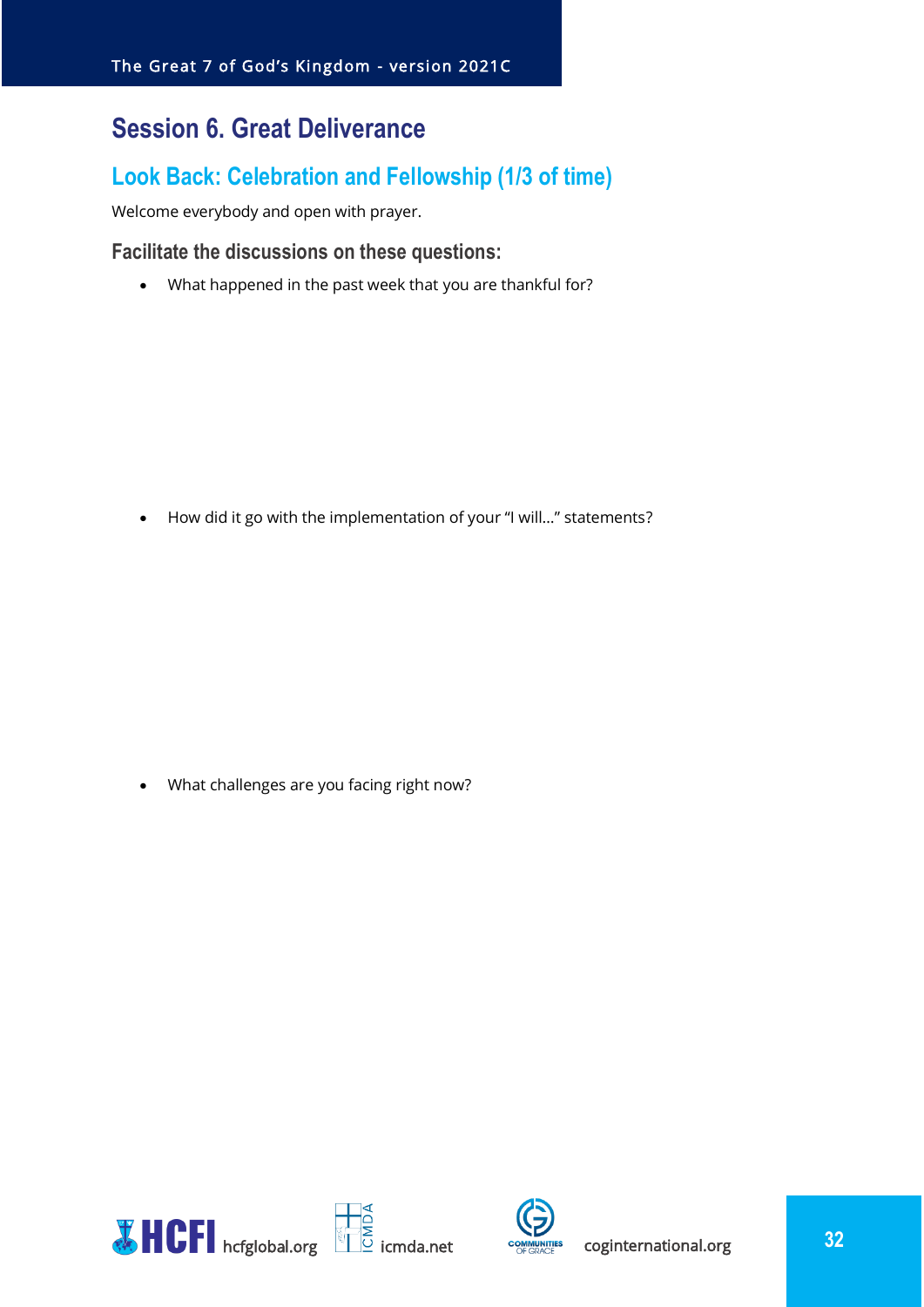# Session 6. Great Deliverance

## Look Back: Celebration and Fellowship (1/3 of time)

Welcome everybody and open with prayer.

### Facilitate the discussions on these questions:

- What happened in the past week that you are thankful for?

- How did it go with the implementation of your "I will…" statements?

- What challenges are you facing right now?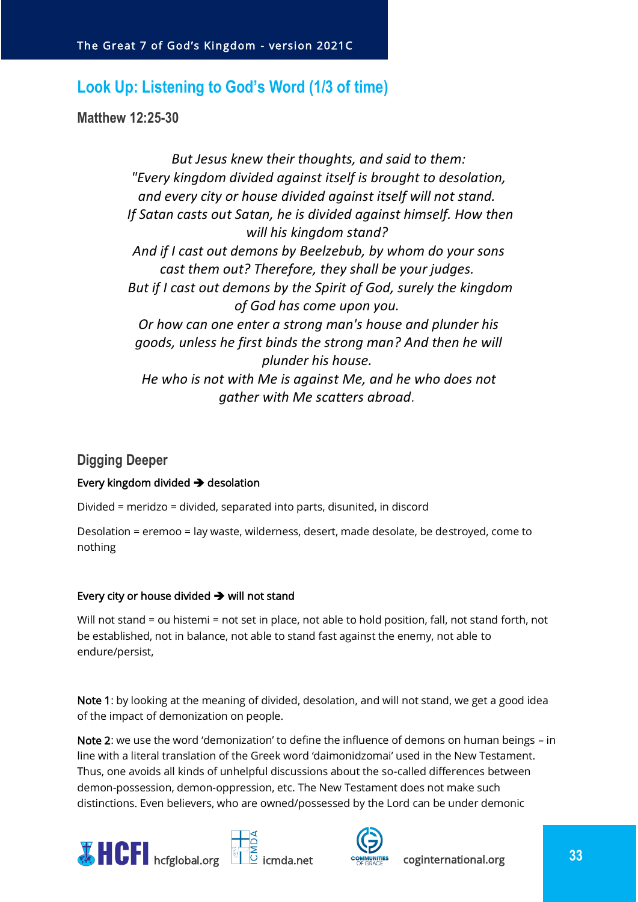## Look Up: Listening to God's Word (1/3 of time)

### Matthew 12:25-30

*But Jesus knew their thoughts, and said to them:*
*"Every kingdom divided against itself is brought to desolation,*
*and every city or house divided against itself will not stand.*
*If Satan casts out Satan, he is divided against himself. How then will his kingdom stand?*
*And if I cast out demons by Beelzebub, by whom do your sons cast them out? Therefore, they shall be your judges.*
*But if I cast out demons by the Spirit of God, surely the kingdom of God has come upon you.*
*Or how can one enter a strong man's house and plunder his goods, unless he first binds the strong man? And then he will plunder his house.*
*He who is not with Me is against Me, and he who does not gather with Me scatters abroad.*

### Digging Deeper

Every kingdom divided ➔ desolation

Divided = meridzo = divided, separated into parts, disunited, in discord

Desolation = eremoo = lay waste, wilderness, desert, made desolate, be destroyed, come to nothing

Every city or house divided ➔ will not stand

Will not stand = ou histemi = not set in place, not able to hold position, fall, not stand forth, not be established, not in balance, not able to stand fast against the enemy, not able to endure/persist,

Note 1: by looking at the meaning of divided, desolation, and will not stand, we get a good idea of the impact of demonization on people.

Note 2: we use the word 'demonization' to define the influence of demons on human beings – in line with a literal translation of the Greek word 'daimonidzomai' used in the New Testament. Thus, one avoids all kinds of unhelpful discussions about the so-called differences between demon-possession, demon-oppression, etc. The New Testament does not make such distinctions. Even believers, who are owned/possessed by the Lord can be under demonic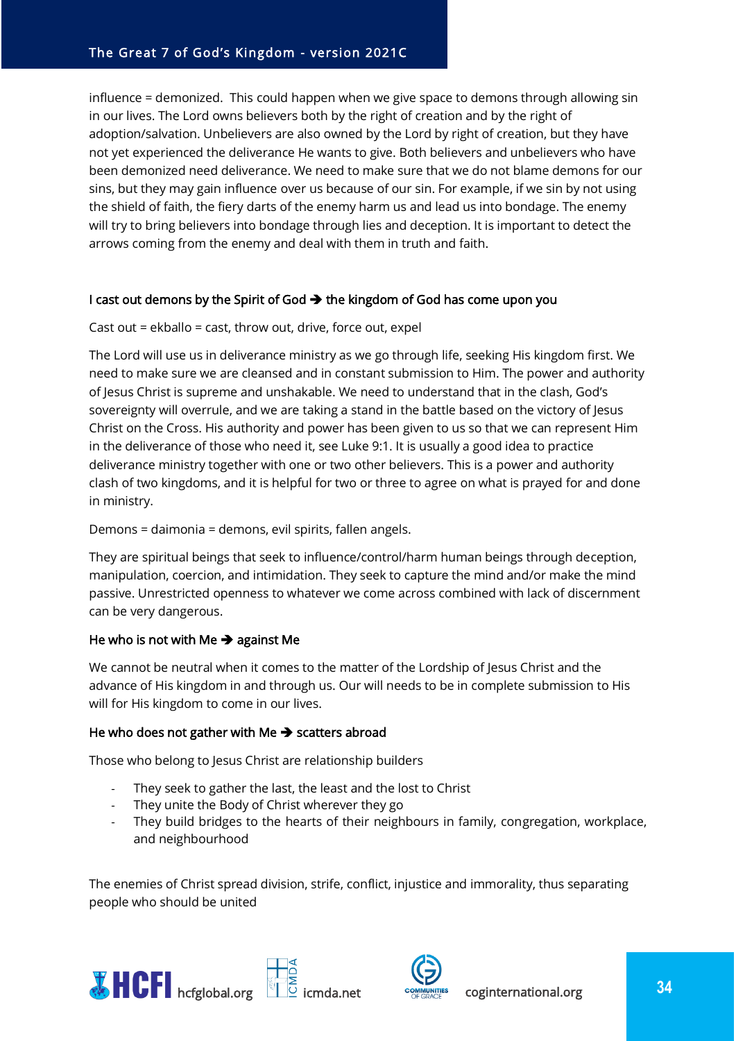influence = demonized. This could happen when we give space to demons through allowing sin in our lives. The Lord owns believers both by the right of creation and by the right of adoption/salvation. Unbelievers are also owned by the Lord by right of creation, but they have not yet experienced the deliverance He wants to give. Both believers and unbelievers who have been demonized need deliverance. We need to make sure that we do not blame demons for our sins, but they may gain influence over us because of our sin. For example, if we sin by not using the shield of faith, the fiery darts of the enemy harm us and lead us into bondage. The enemy will try to bring believers into bondage through lies and deception. It is important to detect the arrows coming from the enemy and deal with them in truth and faith.

I cast out demons by the Spirit of God ➔ the kingdom of God has come upon you

Cast out = ekballo = cast, throw out, drive, force out, expel

The Lord will use us in deliverance ministry as we go through life, seeking His kingdom first. We need to make sure we are cleansed and in constant submission to Him. The power and authority of Jesus Christ is supreme and unshakable. We need to understand that in the clash, God's sovereignty will overrule, and we are taking a stand in the battle based on the victory of Jesus Christ on the Cross. His authority and power has been given to us so that we can represent Him in the deliverance of those who need it, see Luke 9:1. It is usually a good idea to practice deliverance ministry together with one or two other believers. This is a power and authority clash of two kingdoms, and it is helpful for two or three to agree on what is prayed for and done in ministry.

Demons = daimonia = demons, evil spirits, fallen angels.

They are spiritual beings that seek to influence/control/harm human beings through deception, manipulation, coercion, and intimidation. They seek to capture the mind and/or make the mind passive. Unrestricted openness to whatever we come across combined with lack of discernment can be very dangerous.

He who is not with Me ➔ against Me

We cannot be neutral when it comes to the matter of the Lordship of Jesus Christ and the advance of His kingdom in and through us. Our will needs to be in complete submission to His will for His kingdom to come in our lives.

He who does not gather with Me ➔ scatters abroad

Those who belong to Jesus Christ are relationship builders

- They seek to gather the last, the least and the lost to Christ
- They unite the Body of Christ wherever they go
- They build bridges to the hearts of their neighbours in family, congregation, workplace, and neighbourhood

The enemies of Christ spread division, strife, conflict, injustice and immorality, thus separating people who should be united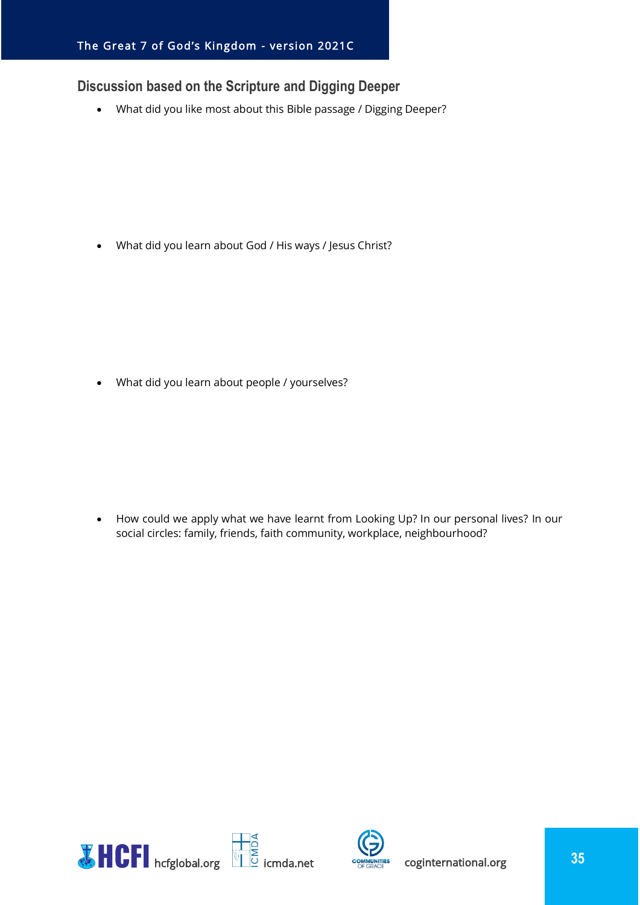## Discussion based on the Scripture and Digging Deeper

- What did you like most about this Bible passage / Digging Deeper?

- What did you learn about God / His ways / Jesus Christ?

- What did you learn about people / yourselves?

- How could we apply what we have learnt from Looking Up? In our personal lives? In our social circles: family, friends, faith community, workplace, neighbourhood?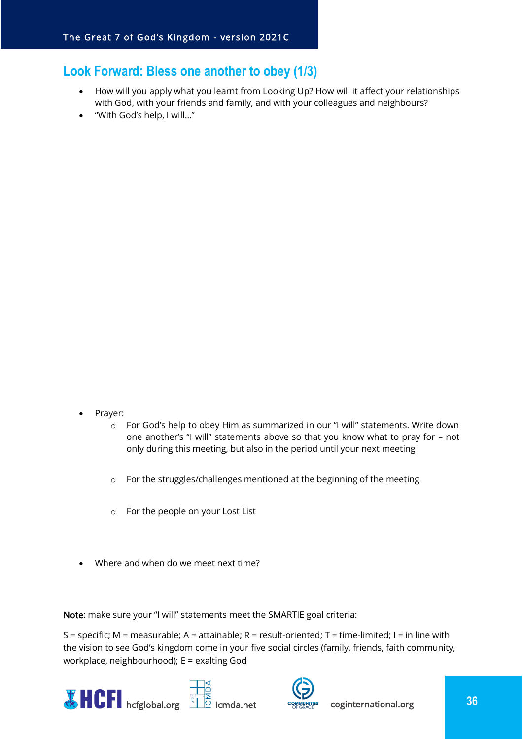## Look Forward: Bless one another to obey (1/3)

- How will you apply what you learnt from Looking Up? How will it affect your relationships with God, with your friends and family, and with your colleagues and neighbours?
- "With God's help, I will…"

- Prayer:
  - For God's help to obey Him as summarized in our "I will" statements. Write down one another's "I will" statements above so that you know what to pray for – not only during this meeting, but also in the period until your next meeting
  - For the struggles/challenges mentioned at the beginning of the meeting
  - For the people on your Lost List

- Where and when do we meet next time?

Note: make sure your "I will" statements meet the SMARTIE goal criteria:

S = specific; M = measurable; A = attainable; R = result-oriented; T = time-limited; I = in line with the vision to see God's kingdom come in your five social circles (family, friends, faith community, workplace, neighbourhood); E = exalting God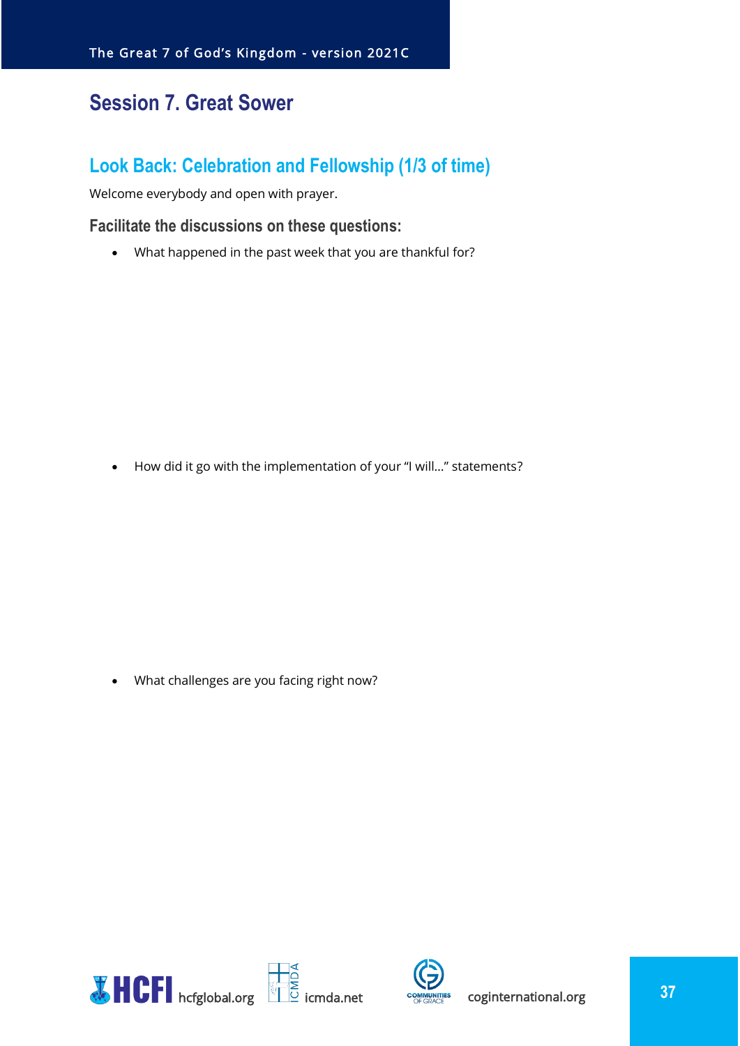## Session 7. Great Sower

### Look Back: Celebration and Fellowship (1/3 of time)

Welcome everybody and open with prayer.

#### Facilitate the discussions on these questions:

- What happened in the past week that you are thankful for?

- How did it go with the implementation of your "I will…" statements?

- What challenges are you facing right now?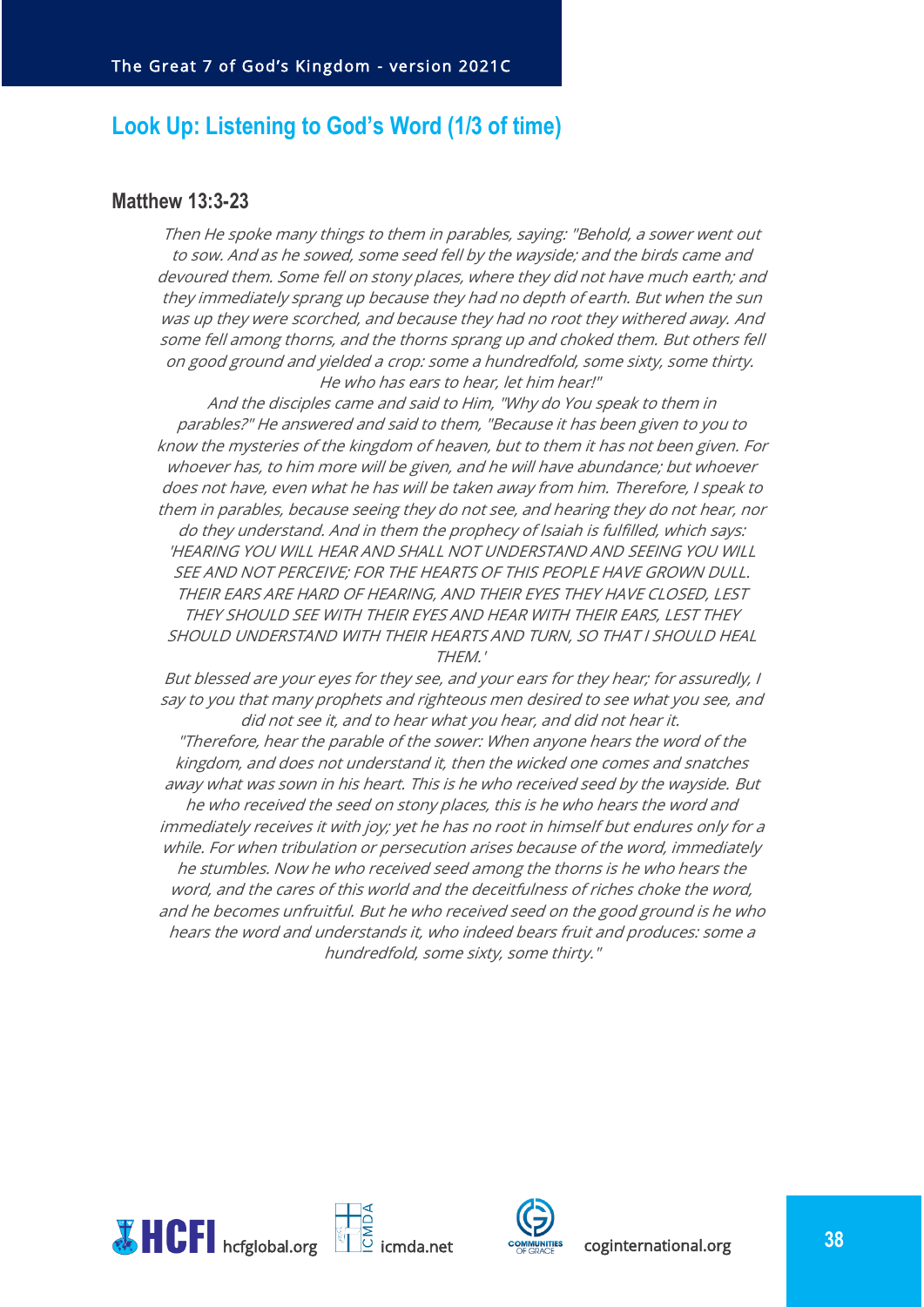## Look Up: Listening to God's Word (1/3 of time)

### Matthew 13:3-23

*Then He spoke many things to them in parables, saying: "Behold, a sower went out to sow. And as he sowed, some seed fell by the wayside; and the birds came and devoured them. Some fell on stony places, where they did not have much earth; and they immediately sprang up because they had no depth of earth. But when the sun was up they were scorched, and because they had no root they withered away. And some fell among thorns, and the thorns sprang up and choked them. But others fell on good ground and yielded a crop: some a hundredfold, some sixty, some thirty. He who has ears to hear, let him hear!"*

*And the disciples came and said to Him, "Why do You speak to them in parables?" He answered and said to them, "Because it has been given to you to know the mysteries of the kingdom of heaven, but to them it has not been given. For whoever has, to him more will be given, and he will have abundance; but whoever does not have, even what he has will be taken away from him. Therefore, I speak to them in parables, because seeing they do not see, and hearing they do not hear, nor do they understand. And in them the prophecy of Isaiah is fulfilled, which says: 'HEARING YOU WILL HEAR AND SHALL NOT UNDERSTAND AND SEEING YOU WILL SEE AND NOT PERCEIVE; FOR THE HEARTS OF THIS PEOPLE HAVE GROWN DULL. THEIR EARS ARE HARD OF HEARING, AND THEIR EYES THEY HAVE CLOSED, LEST THEY SHOULD SEE WITH THEIR EYES AND HEAR WITH THEIR EARS, LEST THEY SHOULD UNDERSTAND WITH THEIR HEARTS AND TURN, SO THAT I SHOULD HEAL THEM.'*

*But blessed are your eyes for they see, and your ears for they hear; for assuredly, I say to you that many prophets and righteous men desired to see what you see, and did not see it, and to hear what you hear, and did not hear it.*

*"Therefore, hear the parable of the sower: When anyone hears the word of the kingdom, and does not understand it, then the wicked one comes and snatches away what was sown in his heart. This is he who received seed by the wayside. But he who received the seed on stony places, this is he who hears the word and immediately receives it with joy; yet he has no root in himself but endures only for a while. For when tribulation or persecution arises because of the word, immediately he stumbles. Now he who received seed among the thorns is he who hears the word, and the cares of this world and the deceitfulness of riches choke the word, and he becomes unfruitful. But he who received seed on the good ground is he who hears the word and understands it, who indeed bears fruit and produces: some a hundredfold, some sixty, some thirty."*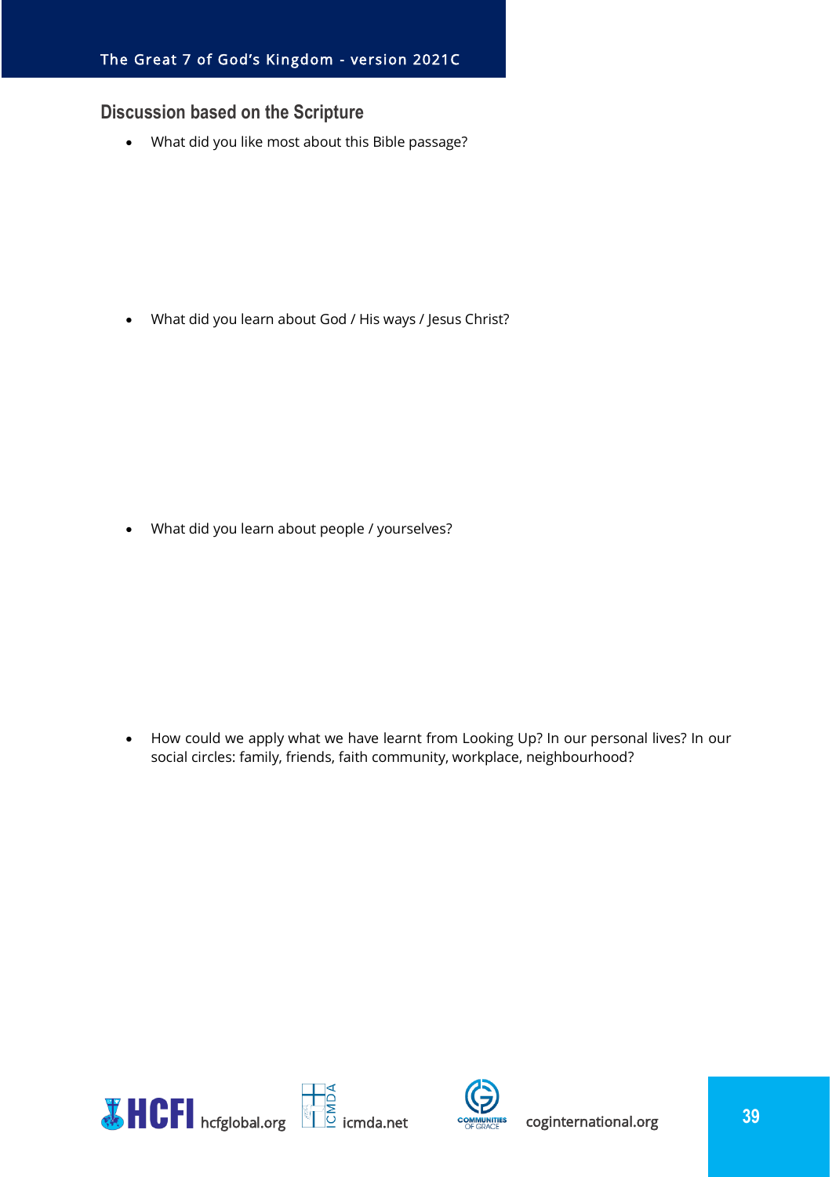## Discussion based on the Scripture

- What did you like most about this Bible passage?

- What did you learn about God / His ways / Jesus Christ?

- What did you learn about people / yourselves?

- How could we apply what we have learnt from Looking Up? In our personal lives? In our social circles: family, friends, faith community, workplace, neighbourhood?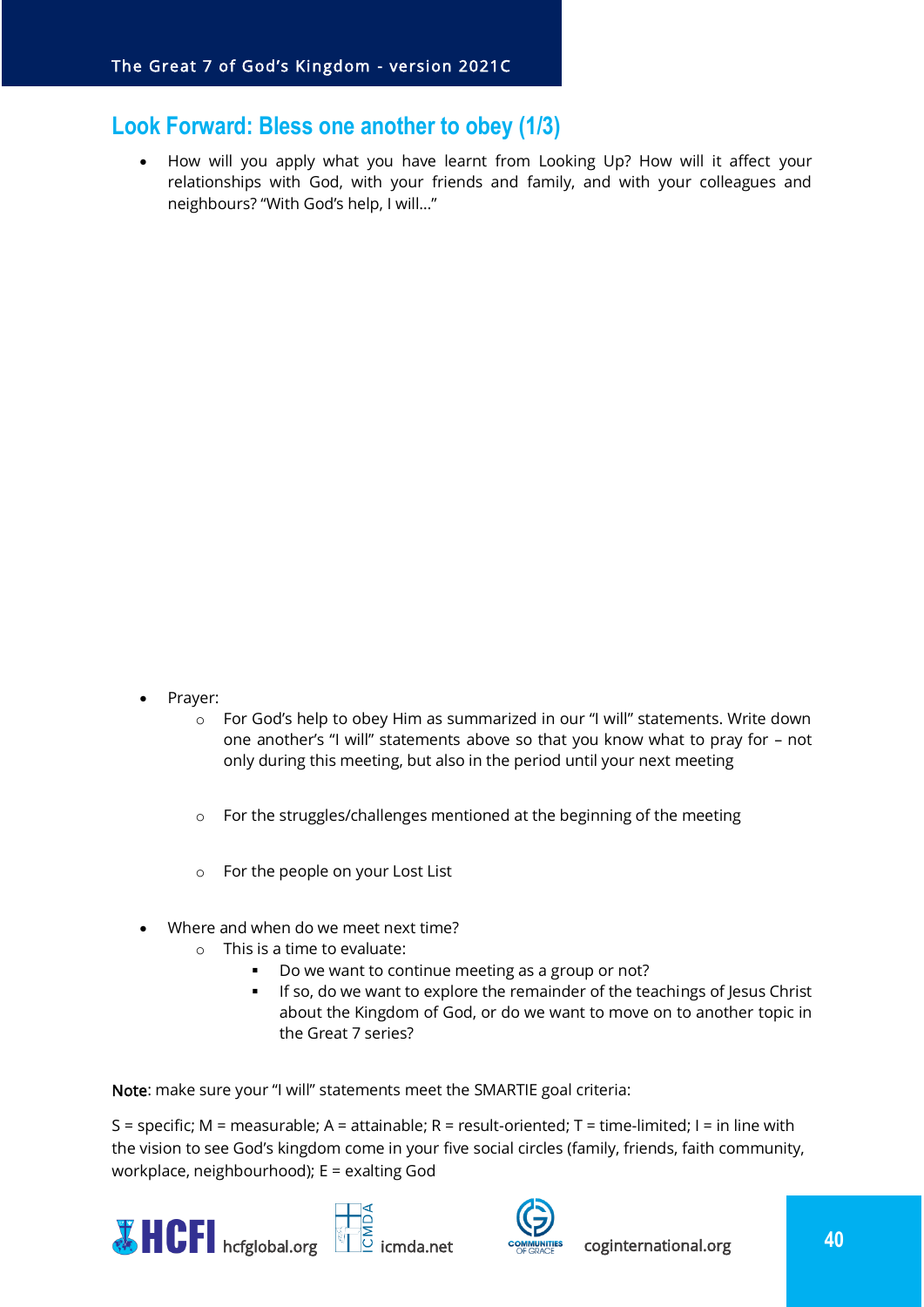## Look Forward: Bless one another to obey (1/3)

- How will you apply what you have learnt from Looking Up? How will it affect your relationships with God, with your friends and family, and with your colleagues and neighbours? "With God's help, I will…"

- Prayer:
  - For God's help to obey Him as summarized in our "I will" statements. Write down one another's "I will" statements above so that you know what to pray for – not only during this meeting, but also in the period until your next meeting
  - For the struggles/challenges mentioned at the beginning of the meeting
  - For the people on your Lost List
- Where and when do we meet next time?
  - This is a time to evaluate:
    - Do we want to continue meeting as a group or not?
    - If so, do we want to explore the remainder of the teachings of Jesus Christ about the Kingdom of God, or do we want to move on to another topic in the Great 7 series?

Note: make sure your "I will" statements meet the SMARTIE goal criteria:

S = specific; M = measurable; A = attainable; R = result-oriented; T = time-limited; I = in line with the vision to see God's kingdom come in your five social circles (family, friends, faith community, workplace, neighbourhood); E = exalting God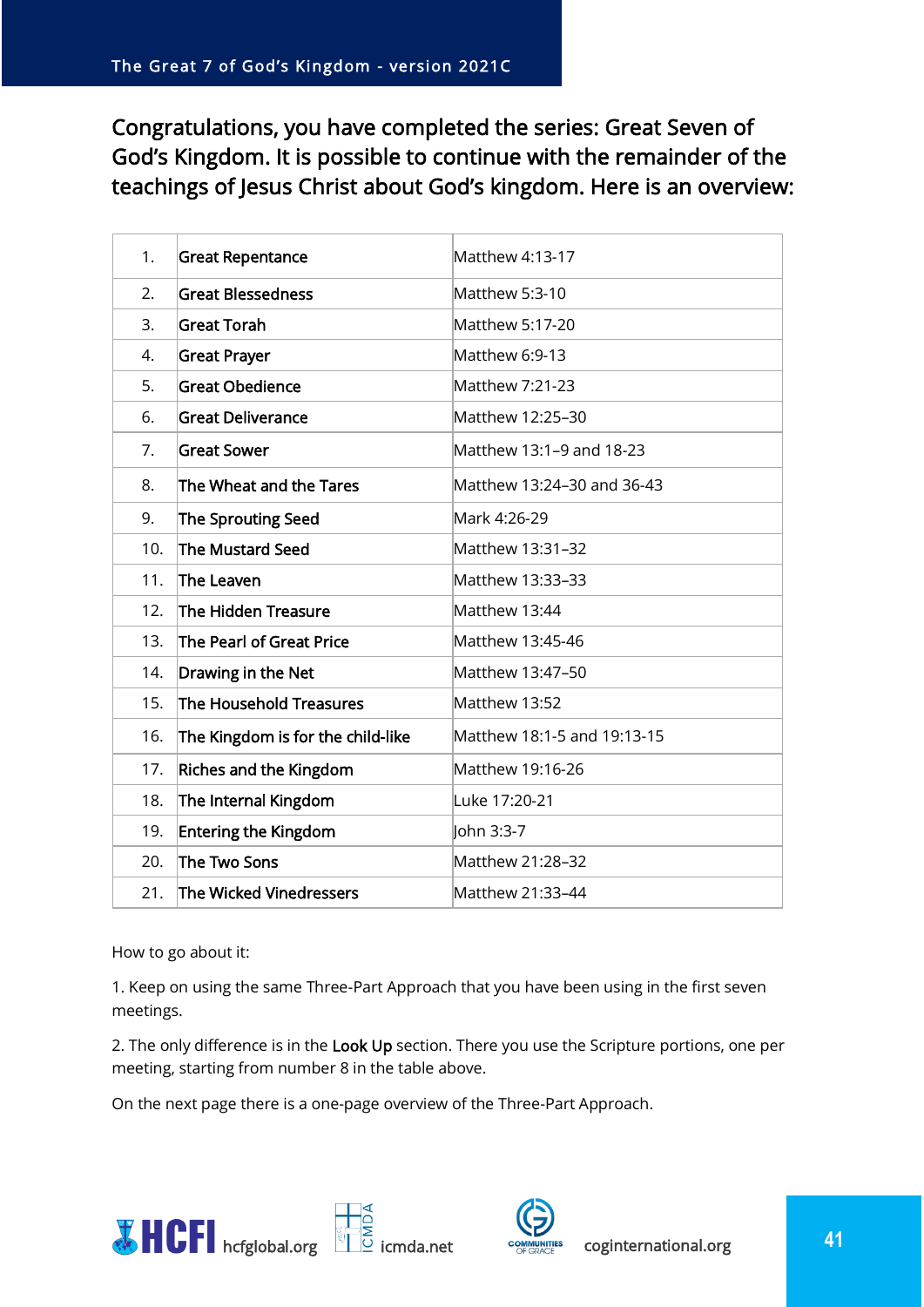Congratulations, you have completed the series: Great Seven of God's Kingdom. It is possible to continue with the remainder of the teachings of Jesus Christ about God's kingdom. Here is an overview:

| | | |
|---|---|---|
| 1. | Great Repentance | Matthew 4:13-17 |
| 2. | Great Blessedness | Matthew 5:3-10 |
| 3. | Great Torah | Matthew 5:17-20 |
| 4. | Great Prayer | Matthew 6:9-13 |
| 5. | Great Obedience | Matthew 7:21-23 |
| 6. | Great Deliverance | Matthew 12:25–30 |
| 7. | Great Sower | Matthew 13:1–9 and 18-23 |
| 8. | The Wheat and the Tares | Matthew 13:24–30 and 36-43 |
| 9. | The Sprouting Seed | Mark 4:26-29 |
| 10. | The Mustard Seed | Matthew 13:31–32 |
| 11. | The Leaven | Matthew 13:33–33 |
| 12. | The Hidden Treasure | Matthew 13:44 |
| 13. | The Pearl of Great Price | Matthew 13:45-46 |
| 14. | Drawing in the Net | Matthew 13:47–50 |
| 15. | The Household Treasures | Matthew 13:52 |
| 16. | The Kingdom is for the child-like | Matthew 18:1-5 and 19:13-15 |
| 17. | Riches and the Kingdom | Matthew 19:16-26 |
| 18. | The Internal Kingdom | Luke 17:20-21 |
| 19. | Entering the Kingdom | John 3:3-7 |
| 20. | The Two Sons | Matthew 21:28–32 |
| 21. | The Wicked Vinedressers | Matthew 21:33–44 |

How to go about it:

1. Keep on using the same Three-Part Approach that you have been using in the first seven meetings.

2. The only difference is in the **Look Up** section. There you use the Scripture portions, one per meeting, starting from number 8 in the table above.

On the next page there is a one-page overview of the Three-Part Approach.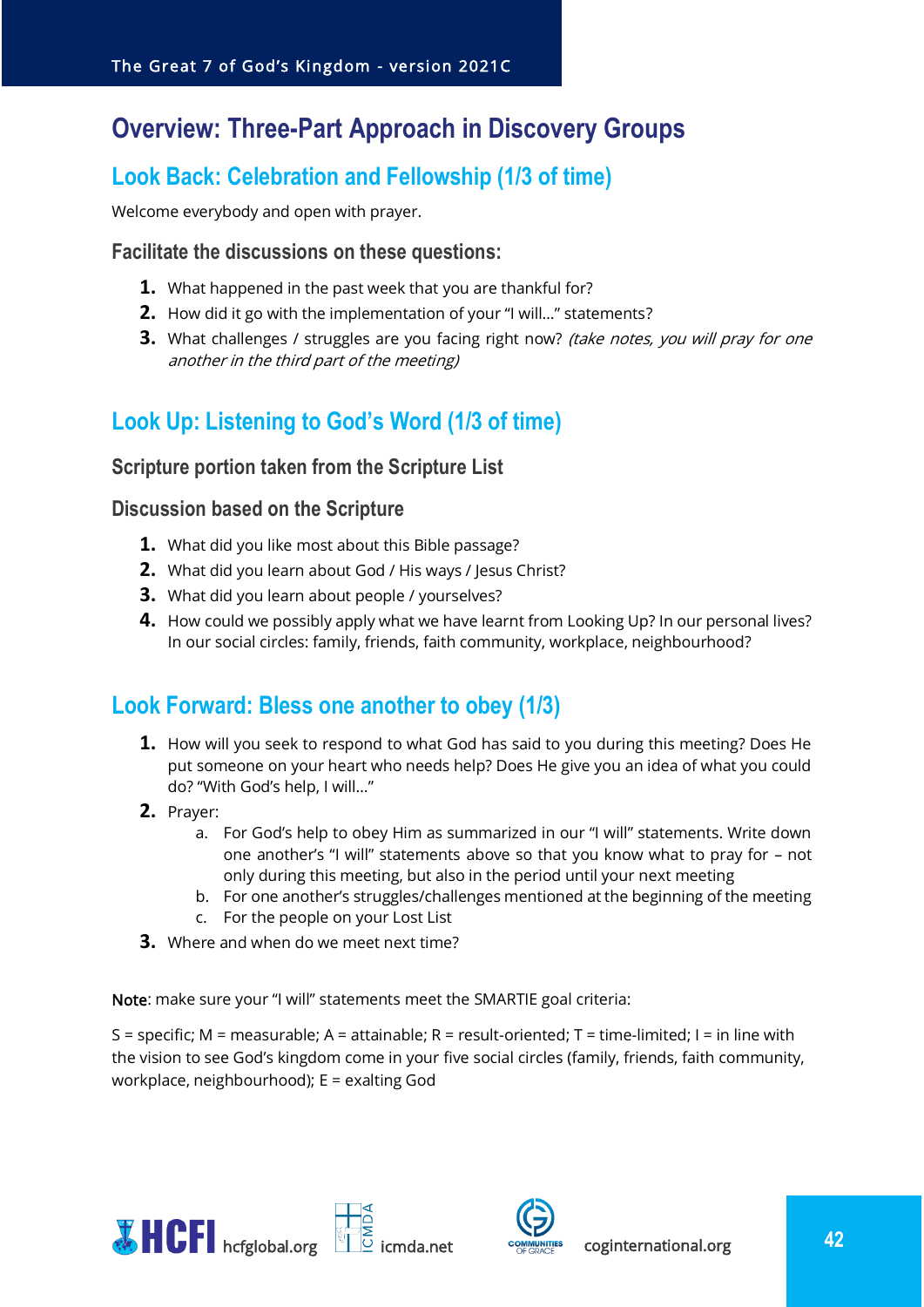# Overview: Three-Part Approach in Discovery Groups

## Look Back: Celebration and Fellowship (1/3 of time)

Welcome everybody and open with prayer.

### Facilitate the discussions on these questions:

1. What happened in the past week that you are thankful for?
2. How did it go with the implementation of your "I will…" statements?
3. What challenges / struggles are you facing right now? *(take notes, you will pray for one another in the third part of the meeting)*

## Look Up: Listening to God's Word (1/3 of time)

### Scripture portion taken from the Scripture List

### Discussion based on the Scripture

1. What did you like most about this Bible passage?
2. What did you learn about God / His ways / Jesus Christ?
3. What did you learn about people / yourselves?
4. How could we possibly apply what we have learnt from Looking Up? In our personal lives? In our social circles: family, friends, faith community, workplace, neighbourhood?

## Look Forward: Bless one another to obey (1/3)

1. How will you seek to respond to what God has said to you during this meeting? Does He put someone on your heart who needs help? Does He give you an idea of what you could do? "With God's help, I will…"
2. Prayer:
   a. For God's help to obey Him as summarized in our "I will" statements. Write down one another's "I will" statements above so that you know what to pray for – not only during this meeting, but also in the period until your next meeting
   b. For one another's struggles/challenges mentioned at the beginning of the meeting
   c. For the people on your Lost List
3. Where and when do we meet next time?

Note: make sure your "I will" statements meet the SMARTIE goal criteria:

S = specific; M = measurable; A = attainable; R = result-oriented; T = time-limited; I = in line with the vision to see God's kingdom come in your five social circles (family, friends, faith community, workplace, neighbourhood); E = exalting God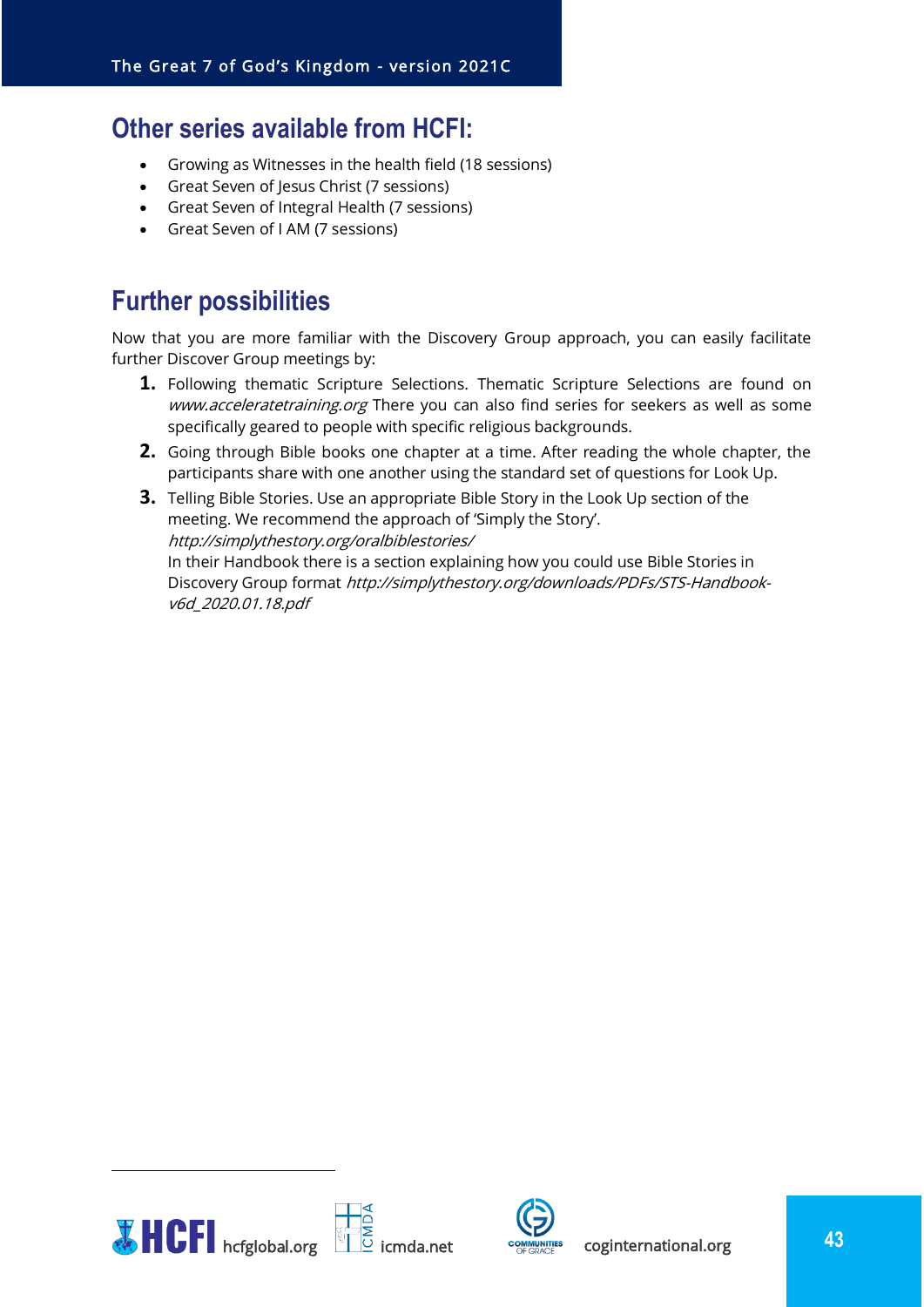## Other series available from HCFI:

- Growing as Witnesses in the health field (18 sessions)
- Great Seven of Jesus Christ (7 sessions)
- Great Seven of Integral Health (7 sessions)
- Great Seven of I AM (7 sessions)

## Further possibilities

Now that you are more familiar with the Discovery Group approach, you can easily facilitate further Discover Group meetings by:

1. Following thematic Scripture Selections. Thematic Scripture Selections are found on *www.acceleratetraining.org* There you can also find series for seekers as well as some specifically geared to people with specific religious backgrounds.
2. Going through Bible books one chapter at a time. After reading the whole chapter, the participants share with one another using the standard set of questions for Look Up.
3. Telling Bible Stories. Use an appropriate Bible Story in the Look Up section of the meeting. We recommend the approach of 'Simply the Story'. *http://simplythestory.org/oralbiblestories/*
   In their Handbook there is a section explaining how you could use Bible Stories in Discovery Group format *http://simplythestory.org/downloads/PDFs/STS-Handbook-v6d_2020.01.18.pdf*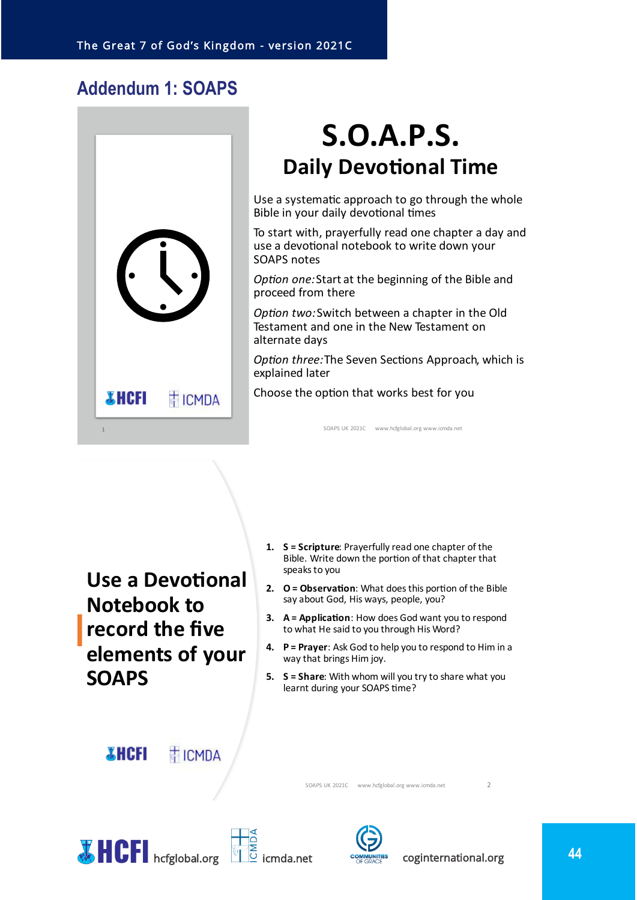## Addendum 1: SOAPS

# S.O.A.P.S.

## Daily Devotional Time

Use a systematic approach to go through the whole Bible in your daily devotional times

To start with, prayerfully read one chapter a day and use a devotional notebook to write down your SOAPS notes

*Option one:* Start at the beginning of the Bible and proceed from there

*Option two:* Switch between a chapter in the Old Testament and one in the New Testament on alternate days

*Option three:* The Seven Sections Approach, which is explained later

Choose the option that works best for you

SOAPS UK 2021C www.hcfglobal.org www.icmda.net

## Use a Devotional Notebook to record the five elements of your SOAPS

1. **S = Scripture**: Prayerfully read one chapter of the Bible. Write down the portion of that chapter that speaks to you
2. **O = Observation**: What does this portion of the Bible say about God, His ways, people, you?
3. **A = Application**: How does God want you to respond to what He said to you through His Word?
4. **P = Prayer**: Ask God to help you to respond to Him in a way that brings Him joy.
5. **S = Share**: With whom will you try to share what you learnt during your SOAPS time?

SOAPS UK 2021C www.hcfglobal.org www.icmda.net

hcfglobal.org icmda.net coginternational.org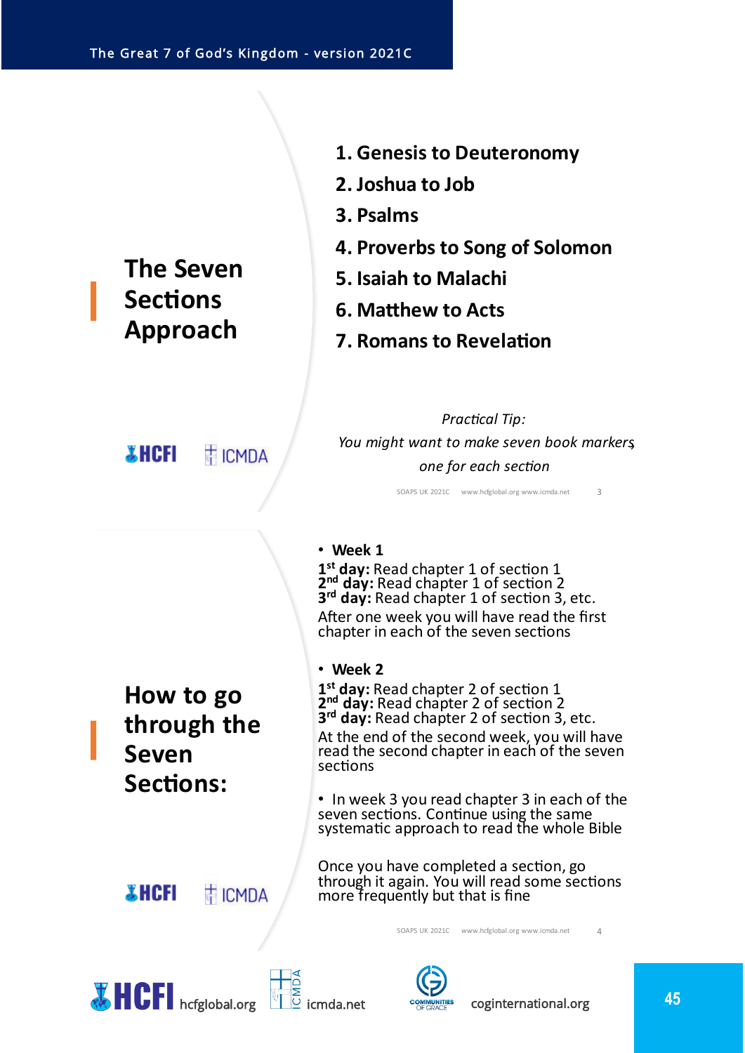## The Seven Sections Approach

1. **Genesis to Deuteronomy**
2. **Joshua to Job**
3. **Psalms**
4. **Proverbs to Song of Solomon**
5. **Isaiah to Malachi**
6. **Matthew to Acts**
7. **Romans to Revelation**

*Practical Tip:*
*You might want to make seven book markers, one for each section*

## How to go through the Seven Sections:

- **Week 1**

**1st day:** Read chapter 1 of section 1
**2nd day:** Read chapter 1 of section 2
**3rd day:** Read chapter 1 of section 3, etc.
After one week you will have read the first chapter in each of the seven sections

- **Week 2**

**1st day:** Read chapter 2 of section 1
**2nd day:** Read chapter 2 of section 2
**3rd day:** Read chapter 2 of section 3, etc.
At the end of the second week, you will have read the second chapter in each of the seven sections

- In week 3 you read chapter 3 in each of the seven sections. Continue using the same systematic approach to read the whole Bible

Once you have completed a section, go through it again. You will read some sections more frequently but that is fine

hcfglobal.org icmda.net coginternational.org